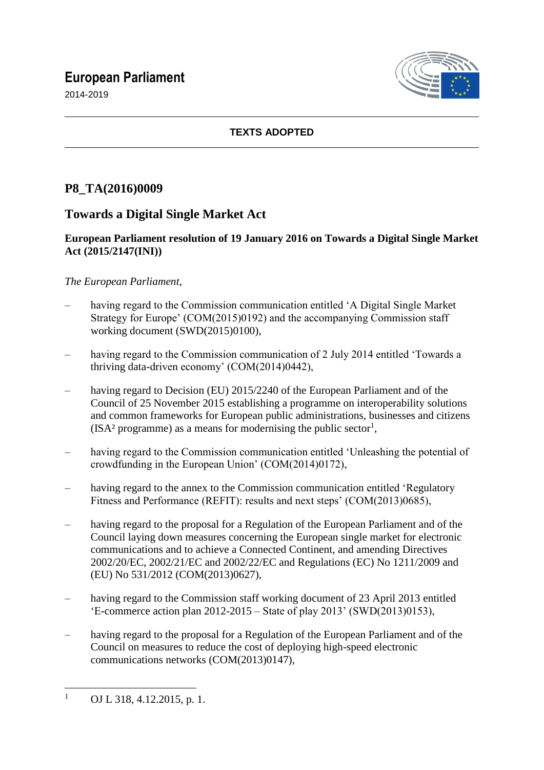# European Parliament

2014-2019

**TEXTS ADOPTED**

## P8_TA(2016)0009

## Towards a Digital Single Market Act

**European Parliament resolution of 19 January 2016 on Towards a Digital Single Market Act (2015/2147(INI))**

*The European Parliament*,

– having regard to the Commission communication entitled 'A Digital Single Market Strategy for Europe' (COM(2015)0192) and the accompanying Commission staff working document (SWD(2015)0100),

– having regard to the Commission communication of 2 July 2014 entitled 'Towards a thriving data-driven economy' (COM(2014)0442),

– having regard to Decision (EU) 2015/2240 of the European Parliament and of the Council of 25 November 2015 establishing a programme on interoperability solutions and common frameworks for European public administrations, businesses and citizens (ISA² programme) as a means for modernising the public sector[1],

– having regard to the Commission communication entitled 'Unleashing the potential of crowdfunding in the European Union' (COM(2014)0172),

– having regard to the annex to the Commission communication entitled 'Regulatory Fitness and Performance (REFIT): results and next steps' (COM(2013)0685),

– having regard to the proposal for a Regulation of the European Parliament and of the Council laying down measures concerning the European single market for electronic communications and to achieve a Connected Continent, and amending Directives 2002/20/EC, 2002/21/EC and 2002/22/EC and Regulations (EC) No 1211/2009 and (EU) No 531/2012 (COM(2013)0627),

– having regard to the Commission staff working document of 23 April 2013 entitled 'E-commerce action plan 2012-2015 – State of play 2013' (SWD(2013)0153),

– having regard to the proposal for a Regulation of the European Parliament and of the Council on measures to reduce the cost of deploying high-speed electronic communications networks (COM(2013)0147),

[1] OJ L 318, 4.12.2015, p. 1.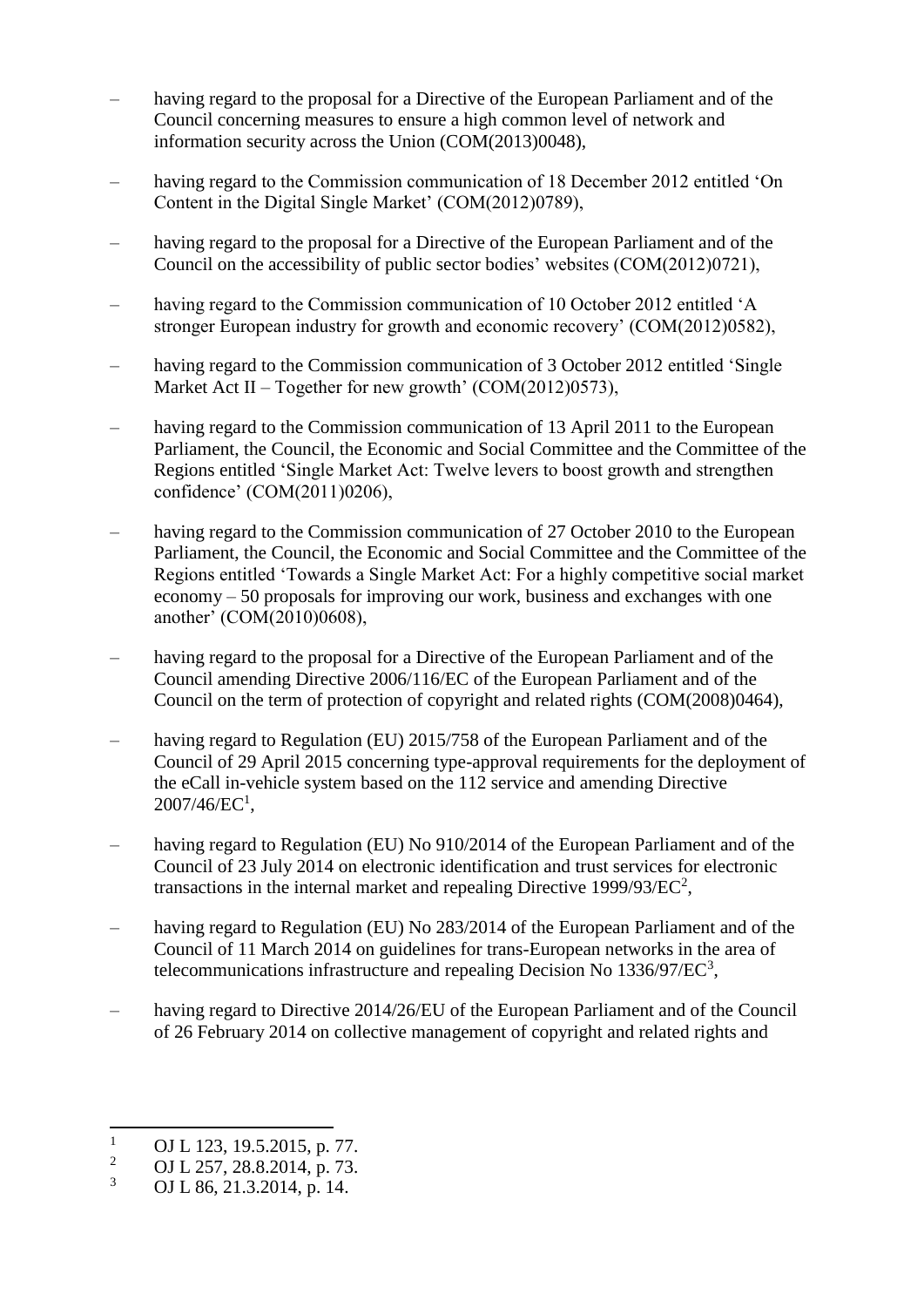- having regard to the proposal for a Directive of the European Parliament and of the Council concerning measures to ensure a high common level of network and information security across the Union (COM(2013)0048),

- having regard to the Commission communication of 18 December 2012 entitled 'On Content in the Digital Single Market' (COM(2012)0789),

- having regard to the proposal for a Directive of the European Parliament and of the Council on the accessibility of public sector bodies' websites (COM(2012)0721),

- having regard to the Commission communication of 10 October 2012 entitled 'A stronger European industry for growth and economic recovery' (COM(2012)0582),

- having regard to the Commission communication of 3 October 2012 entitled 'Single Market Act II – Together for new growth' (COM(2012)0573),

- having regard to the Commission communication of 13 April 2011 to the European Parliament, the Council, the Economic and Social Committee and the Committee of the Regions entitled 'Single Market Act: Twelve levers to boost growth and strengthen confidence' (COM(2011)0206),

- having regard to the Commission communication of 27 October 2010 to the European Parliament, the Council, the Economic and Social Committee and the Committee of the Regions entitled 'Towards a Single Market Act: For a highly competitive social market economy – 50 proposals for improving our work, business and exchanges with one another' (COM(2010)0608),

- having regard to the proposal for a Directive of the European Parliament and of the Council amending Directive 2006/116/EC of the European Parliament and of the Council on the term of protection of copyright and related rights (COM(2008)0464),

- having regard to Regulation (EU) 2015/758 of the European Parliament and of the Council of 29 April 2015 concerning type-approval requirements for the deployment of the eCall in-vehicle system based on the 112 service and amending Directive 2007/46/EC[1],

- having regard to Regulation (EU) No 910/2014 of the European Parliament and of the Council of 23 July 2014 on electronic identification and trust services for electronic transactions in the internal market and repealing Directive 1999/93/EC[2],

- having regard to Regulation (EU) No 283/2014 of the European Parliament and of the Council of 11 March 2014 on guidelines for trans-European networks in the area of telecommunications infrastructure and repealing Decision No 1336/97/EC[3],

- having regard to Directive 2014/26/EU of the European Parliament and of the Council of 26 February 2014 on collective management of copyright and related rights and

---

[1] OJ L 123, 19.5.2015, p. 77.
[2] OJ L 257, 28.8.2014, p. 73.
[3] OJ L 86, 21.3.2014, p. 14.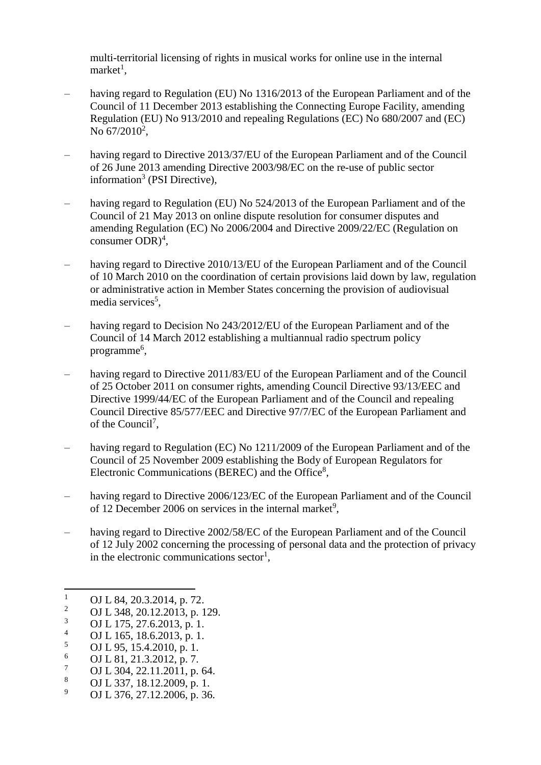multi-territorial licensing of rights in musical works for online use in the internal market[1],

– having regard to Regulation (EU) No 1316/2013 of the European Parliament and of the Council of 11 December 2013 establishing the Connecting Europe Facility, amending Regulation (EU) No 913/2010 and repealing Regulations (EC) No 680/2007 and (EC) No 67/2010[2],

– having regard to Directive 2013/37/EU of the European Parliament and of the Council of 26 June 2013 amending Directive 2003/98/EC on the re-use of public sector information[3] (PSI Directive),

– having regard to Regulation (EU) No 524/2013 of the European Parliament and of the Council of 21 May 2013 on online dispute resolution for consumer disputes and amending Regulation (EC) No 2006/2004 and Directive 2009/22/EC (Regulation on consumer ODR)[4],

– having regard to Directive 2010/13/EU of the European Parliament and of the Council of 10 March 2010 on the coordination of certain provisions laid down by law, regulation or administrative action in Member States concerning the provision of audiovisual media services[5],

– having regard to Decision No 243/2012/EU of the European Parliament and of the Council of 14 March 2012 establishing a multiannual radio spectrum policy programme[6],

– having regard to Directive 2011/83/EU of the European Parliament and of the Council of 25 October 2011 on consumer rights, amending Council Directive 93/13/EEC and Directive 1999/44/EC of the European Parliament and of the Council and repealing Council Directive 85/577/EEC and Directive 97/7/EC of the European Parliament and of the Council[7],

– having regard to Regulation (EC) No 1211/2009 of the European Parliament and of the Council of 25 November 2009 establishing the Body of European Regulators for Electronic Communications (BEREC) and the Office[8],

– having regard to Directive 2006/123/EC of the European Parliament and of the Council of 12 December 2006 on services in the internal market[9],

– having regard to Directive 2002/58/EC of the European Parliament and of the Council of 12 July 2002 concerning the processing of personal data and the protection of privacy in the electronic communications sector[1],

---

[1] OJ L 84, 20.3.2014, p. 72.
[2] OJ L 348, 20.12.2013, p. 129.
[3] OJ L 175, 27.6.2013, p. 1.
[4] OJ L 165, 18.6.2013, p. 1.
[5] OJ L 95, 15.4.2010, p. 1.
[6] OJ L 81, 21.3.2012, p. 7.
[7] OJ L 304, 22.11.2011, p. 64.
[8] OJ L 337, 18.12.2009, p. 1.
[9] OJ L 376, 27.12.2006, p. 36.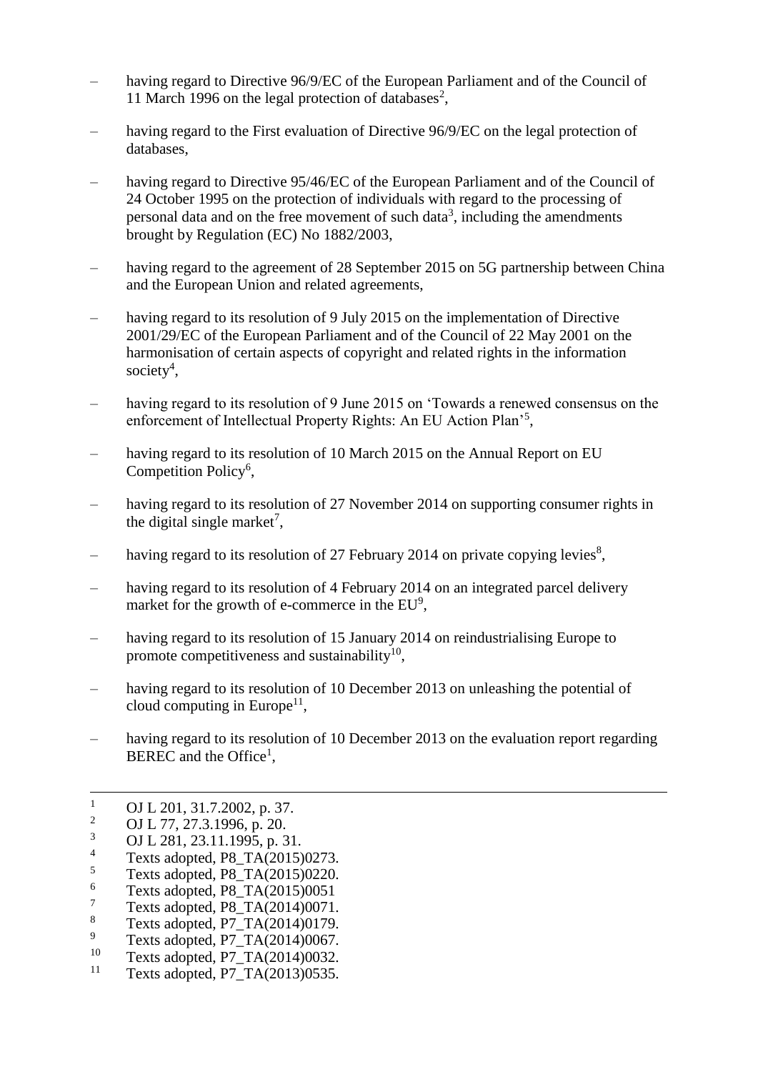– having regard to Directive 96/9/EC of the European Parliament and of the Council of 11 March 1996 on the legal protection of databases[2],

– having regard to the First evaluation of Directive 96/9/EC on the legal protection of databases,

– having regard to Directive 95/46/EC of the European Parliament and of the Council of 24 October 1995 on the protection of individuals with regard to the processing of personal data and on the free movement of such data[3], including the amendments brought by Regulation (EC) No 1882/2003,

– having regard to the agreement of 28 September 2015 on 5G partnership between China and the European Union and related agreements,

– having regard to its resolution of 9 July 2015 on the implementation of Directive 2001/29/EC of the European Parliament and of the Council of 22 May 2001 on the harmonisation of certain aspects of copyright and related rights in the information society[4],

– having regard to its resolution of 9 June 2015 on 'Towards a renewed consensus on the enforcement of Intellectual Property Rights: An EU Action Plan'[5],

– having regard to its resolution of 10 March 2015 on the Annual Report on EU Competition Policy[6],

– having regard to its resolution of 27 November 2014 on supporting consumer rights in the digital single market[7],

– having regard to its resolution of 27 February 2014 on private copying levies[8],

– having regard to its resolution of 4 February 2014 on an integrated parcel delivery market for the growth of e-commerce in the EU[9],

– having regard to its resolution of 15 January 2014 on reindustrialising Europe to promote competitiveness and sustainability[10],

– having regard to its resolution of 10 December 2013 on unleashing the potential of cloud computing in Europe[11],

– having regard to its resolution of 10 December 2013 on the evaluation report regarding BEREC and the Office[1],

---

[1] OJ L 201, 31.7.2002, p. 37.
[2] OJ L 77, 27.3.1996, p. 20.
[3] OJ L 281, 23.11.1995, p. 31.
[4] Texts adopted, P8_TA(2015)0273.
[5] Texts adopted, P8_TA(2015)0220.
[6] Texts adopted, P8_TA(2015)0051
[7] Texts adopted, P8_TA(2014)0071.
[8] Texts adopted, P7_TA(2014)0179.
[9] Texts adopted, P7_TA(2014)0067.
[10] Texts adopted, P7_TA(2014)0032.
[11] Texts adopted, P7_TA(2013)0535.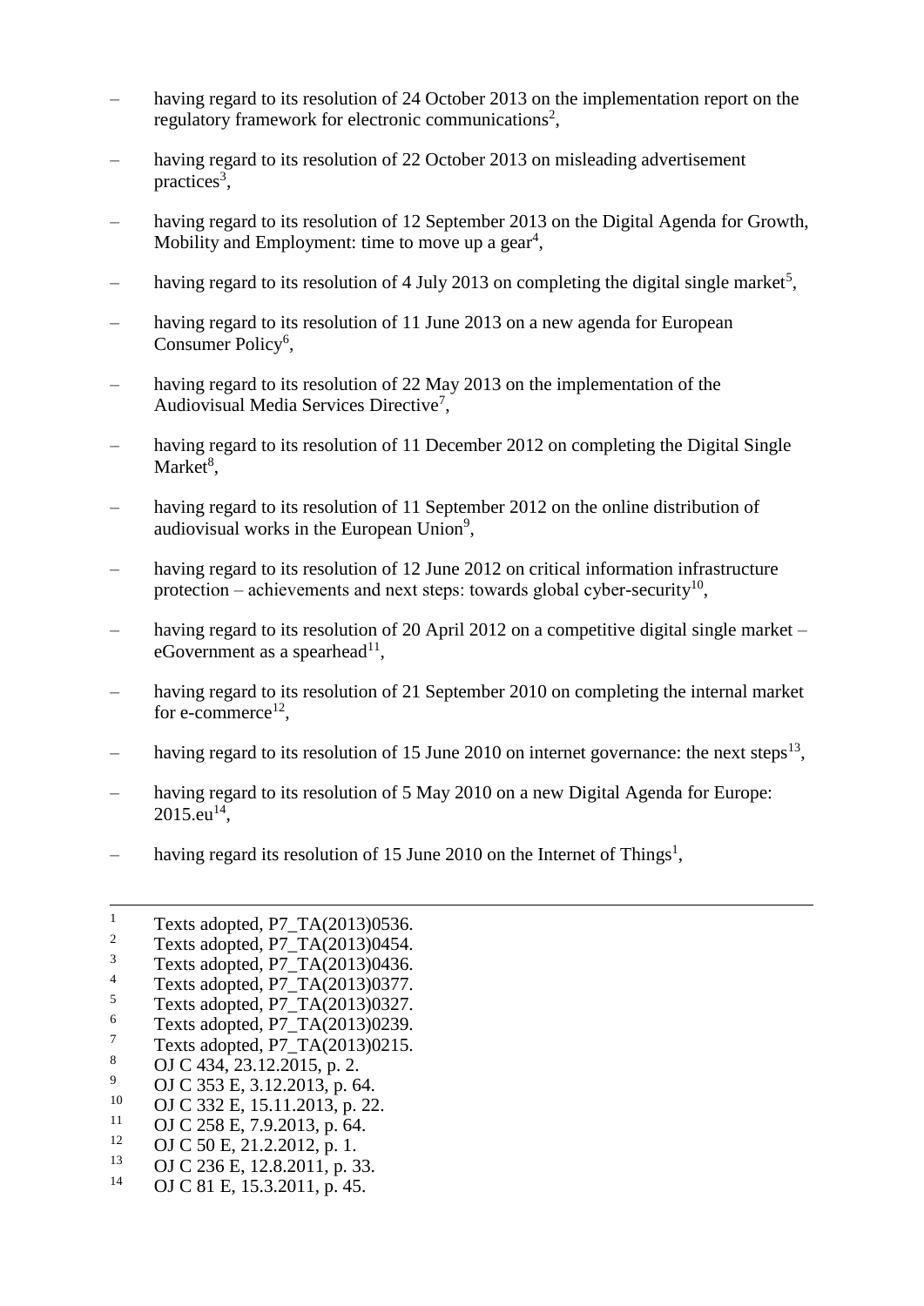– having regard to its resolution of 24 October 2013 on the implementation report on the regulatory framework for electronic communications[2],

– having regard to its resolution of 22 October 2013 on misleading advertisement practices[3],

– having regard to its resolution of 12 September 2013 on the Digital Agenda for Growth, Mobility and Employment: time to move up a gear[4],

– having regard to its resolution of 4 July 2013 on completing the digital single market[5],

– having regard to its resolution of 11 June 2013 on a new agenda for European Consumer Policy[6],

– having regard to its resolution of 22 May 2013 on the implementation of the Audiovisual Media Services Directive[7],

– having regard to its resolution of 11 December 2012 on completing the Digital Single Market[8],

– having regard to its resolution of 11 September 2012 on the online distribution of audiovisual works in the European Union[9],

– having regard to its resolution of 12 June 2012 on critical information infrastructure protection – achievements and next steps: towards global cyber-security[10],

– having regard to its resolution of 20 April 2012 on a competitive digital single market – eGovernment as a spearhead[11],

– having regard to its resolution of 21 September 2010 on completing the internal market for e-commerce[12],

– having regard to its resolution of 15 June 2010 on internet governance: the next steps[13],

– having regard to its resolution of 5 May 2010 on a new Digital Agenda for Europe: 2015.eu[14],

– having regard its resolution of 15 June 2010 on the Internet of Things[1],

---

[1] Texts adopted, P7_TA(2013)0536.
[2] Texts adopted, P7_TA(2013)0454.
[3] Texts adopted, P7_TA(2013)0436.
[4] Texts adopted, P7_TA(2013)0377.
[5] Texts adopted, P7_TA(2013)0327.
[6] Texts adopted, P7_TA(2013)0239.
[7] Texts adopted, P7_TA(2013)0215.
[8] OJ C 434, 23.12.2015, p. 2.
[9] OJ C 353 E, 3.12.2013, p. 64.
[10] OJ C 332 E, 15.11.2013, p. 22.
[11] OJ C 258 E, 7.9.2013, p. 64.
[12] OJ C 50 E, 21.2.2012, p. 1.
[13] OJ C 236 E, 12.8.2011, p. 33.
[14] OJ C 81 E, 15.3.2011, p. 45.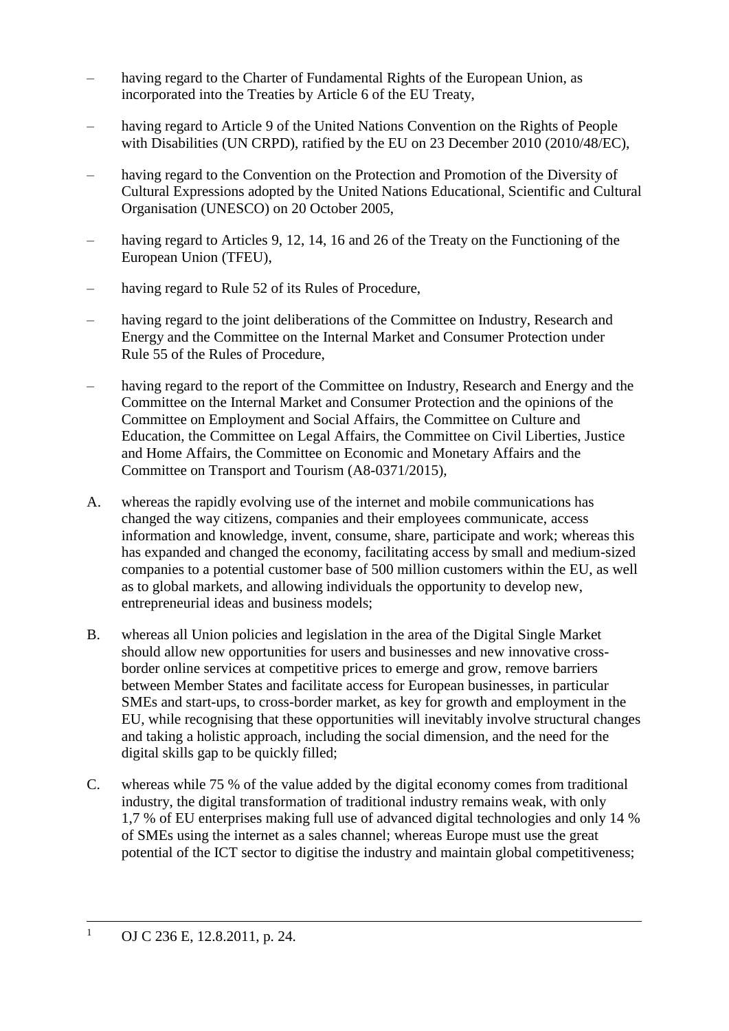– having regard to the Charter of Fundamental Rights of the European Union, as incorporated into the Treaties by Article 6 of the EU Treaty,

– having regard to Article 9 of the United Nations Convention on the Rights of People with Disabilities (UN CRPD), ratified by the EU on 23 December 2010 (2010/48/EC),

– having regard to the Convention on the Protection and Promotion of the Diversity of Cultural Expressions adopted by the United Nations Educational, Scientific and Cultural Organisation (UNESCO) on 20 October 2005,

– having regard to Articles 9, 12, 14, 16 and 26 of the Treaty on the Functioning of the European Union (TFEU),

– having regard to Rule 52 of its Rules of Procedure,

– having regard to the joint deliberations of the Committee on Industry, Research and Energy and the Committee on the Internal Market and Consumer Protection under Rule 55 of the Rules of Procedure,

– having regard to the report of the Committee on Industry, Research and Energy and the Committee on the Internal Market and Consumer Protection and the opinions of the Committee on Employment and Social Affairs, the Committee on Culture and Education, the Committee on Legal Affairs, the Committee on Civil Liberties, Justice and Home Affairs, the Committee on Economic and Monetary Affairs and the Committee on Transport and Tourism (A8-0371/2015),

A. whereas the rapidly evolving use of the internet and mobile communications has changed the way citizens, companies and their employees communicate, access information and knowledge, invent, consume, share, participate and work; whereas this has expanded and changed the economy, facilitating access by small and medium-sized companies to a potential customer base of 500 million customers within the EU, as well as to global markets, and allowing individuals the opportunity to develop new, entrepreneurial ideas and business models;

B. whereas all Union policies and legislation in the area of the Digital Single Market should allow new opportunities for users and businesses and new innovative cross-border online services at competitive prices to emerge and grow, remove barriers between Member States and facilitate access for European businesses, in particular SMEs and start-ups, to cross-border market, as key for growth and employment in the EU, while recognising that these opportunities will inevitably involve structural changes and taking a holistic approach, including the social dimension, and the need for the digital skills gap to be quickly filled;

C. whereas while 75 % of the value added by the digital economy comes from traditional industry, the digital transformation of traditional industry remains weak, with only 1,7 % of EU enterprises making full use of advanced digital technologies and only 14 % of SMEs using the internet as a sales channel; whereas Europe must use the great potential of the ICT sector to digitise the industry and maintain global competitiveness;

---

[1] OJ C 236 E, 12.8.2011, p. 24.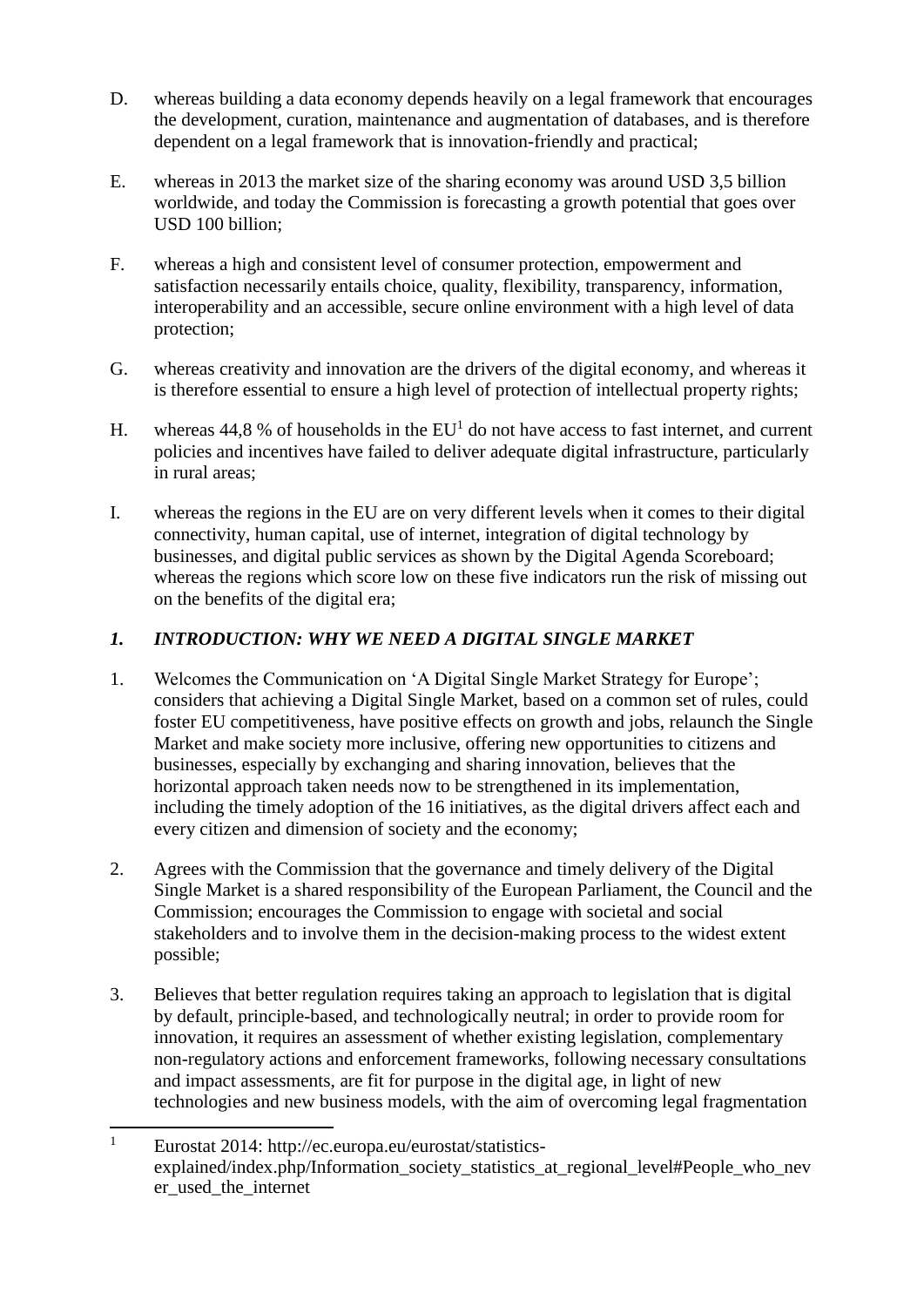D. whereas building a data economy depends heavily on a legal framework that encourages the development, curation, maintenance and augmentation of databases, and is therefore dependent on a legal framework that is innovation-friendly and practical;

E. whereas in 2013 the market size of the sharing economy was around USD 3,5 billion worldwide, and today the Commission is forecasting a growth potential that goes over USD 100 billion;

F. whereas a high and consistent level of consumer protection, empowerment and satisfaction necessarily entails choice, quality, flexibility, transparency, information, interoperability and an accessible, secure online environment with a high level of data protection;

G. whereas creativity and innovation are the drivers of the digital economy, and whereas it is therefore essential to ensure a high level of protection of intellectual property rights;

H. whereas 44,8 % of households in the EU[1] do not have access to fast internet, and current policies and incentives have failed to deliver adequate digital infrastructure, particularly in rural areas;

I. whereas the regions in the EU are on very different levels when it comes to their digital connectivity, human capital, use of internet, integration of digital technology by businesses, and digital public services as shown by the Digital Agenda Scoreboard; whereas the regions which score low on these five indicators run the risk of missing out on the benefits of the digital era;

## *1. INTRODUCTION: WHY WE NEED A DIGITAL SINGLE MARKET*

1. Welcomes the Communication on 'A Digital Single Market Strategy for Europe'; considers that achieving a Digital Single Market, based on a common set of rules, could foster EU competitiveness, have positive effects on growth and jobs, relaunch the Single Market and make society more inclusive, offering new opportunities to citizens and businesses, especially by exchanging and sharing innovation, believes that the horizontal approach taken needs now to be strengthened in its implementation, including the timely adoption of the 16 initiatives, as the digital drivers affect each and every citizen and dimension of society and the economy;

2. Agrees with the Commission that the governance and timely delivery of the Digital Single Market is a shared responsibility of the European Parliament, the Council and the Commission; encourages the Commission to engage with societal and social stakeholders and to involve them in the decision-making process to the widest extent possible;

3. Believes that better regulation requires taking an approach to legislation that is digital by default, principle-based, and technologically neutral; in order to provide room for innovation, it requires an assessment of whether existing legislation, complementary non-regulatory actions and enforcement frameworks, following necessary consultations and impact assessments, are fit for purpose in the digital age, in light of new technologies and new business models, with the aim of overcoming legal fragmentation

[1] Eurostat 2014: http://ec.europa.eu/eurostat/statistics-explained/index.php/Information_society_statistics_at_regional_level#People_who_never_used_the_internet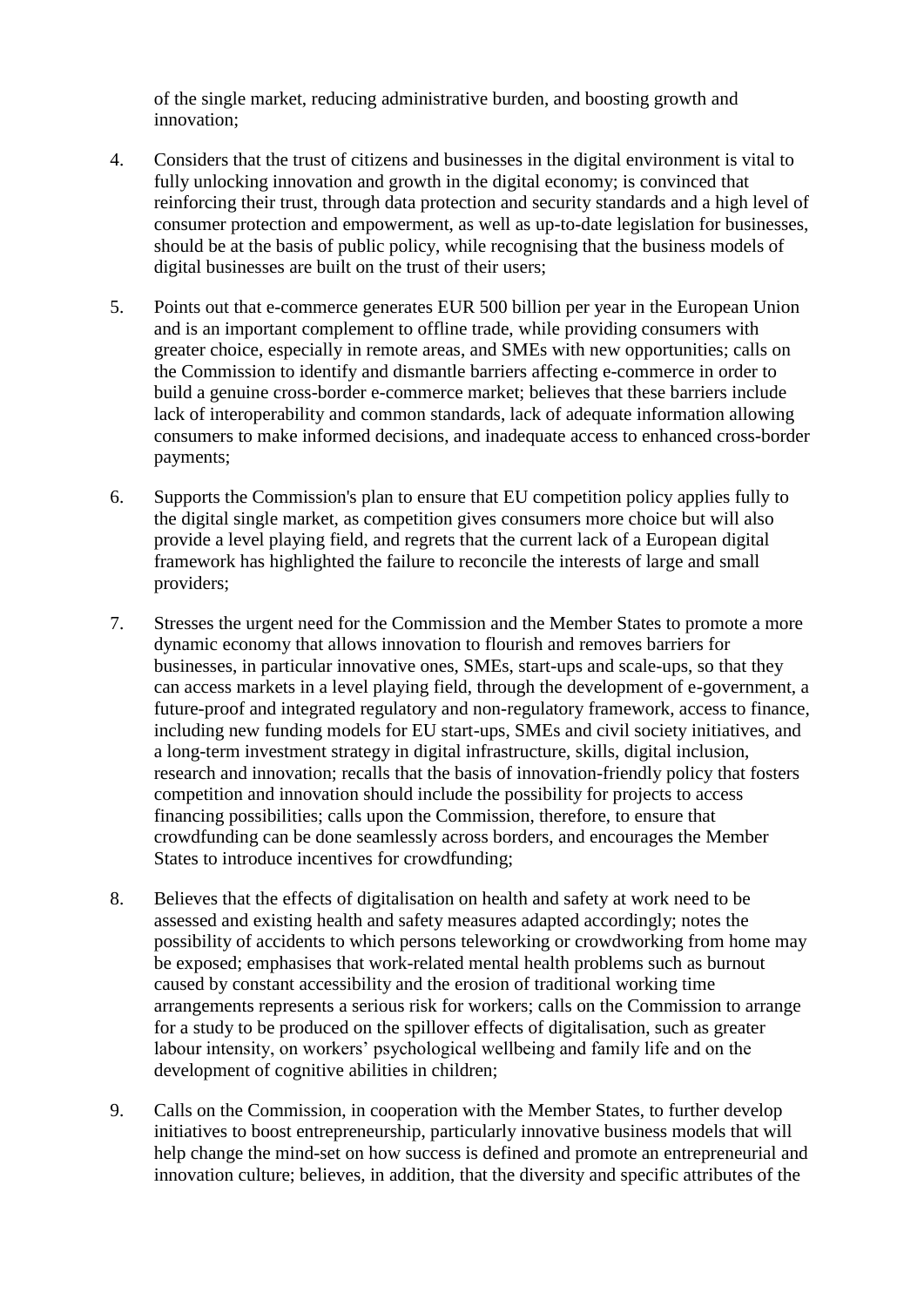of the single market, reducing administrative burden, and boosting growth and innovation;

4. Considers that the trust of citizens and businesses in the digital environment is vital to fully unlocking innovation and growth in the digital economy; is convinced that reinforcing their trust, through data protection and security standards and a high level of consumer protection and empowerment, as well as up-to-date legislation for businesses, should be at the basis of public policy, while recognising that the business models of digital businesses are built on the trust of their users;

5. Points out that e-commerce generates EUR 500 billion per year in the European Union and is an important complement to offline trade, while providing consumers with greater choice, especially in remote areas, and SMEs with new opportunities; calls on the Commission to identify and dismantle barriers affecting e-commerce in order to build a genuine cross-border e-commerce market; believes that these barriers include lack of interoperability and common standards, lack of adequate information allowing consumers to make informed decisions, and inadequate access to enhanced cross-border payments;

6. Supports the Commission's plan to ensure that EU competition policy applies fully to the digital single market, as competition gives consumers more choice but will also provide a level playing field, and regrets that the current lack of a European digital framework has highlighted the failure to reconcile the interests of large and small providers;

7. Stresses the urgent need for the Commission and the Member States to promote a more dynamic economy that allows innovation to flourish and removes barriers for businesses, in particular innovative ones, SMEs, start-ups and scale-ups, so that they can access markets in a level playing field, through the development of e-government, a future-proof and integrated regulatory and non-regulatory framework, access to finance, including new funding models for EU start-ups, SMEs and civil society initiatives, and a long-term investment strategy in digital infrastructure, skills, digital inclusion, research and innovation; recalls that the basis of innovation-friendly policy that fosters competition and innovation should include the possibility for projects to access financing possibilities; calls upon the Commission, therefore, to ensure that crowdfunding can be done seamlessly across borders, and encourages the Member States to introduce incentives for crowdfunding;

8. Believes that the effects of digitalisation on health and safety at work need to be assessed and existing health and safety measures adapted accordingly; notes the possibility of accidents to which persons teleworking or crowdworking from home may be exposed; emphasises that work-related mental health problems such as burnout caused by constant accessibility and the erosion of traditional working time arrangements represents a serious risk for workers; calls on the Commission to arrange for a study to be produced on the spillover effects of digitalisation, such as greater labour intensity, on workers' psychological wellbeing and family life and on the development of cognitive abilities in children;

9. Calls on the Commission, in cooperation with the Member States, to further develop initiatives to boost entrepreneurship, particularly innovative business models that will help change the mind-set on how success is defined and promote an entrepreneurial and innovation culture; believes, in addition, that the diversity and specific attributes of the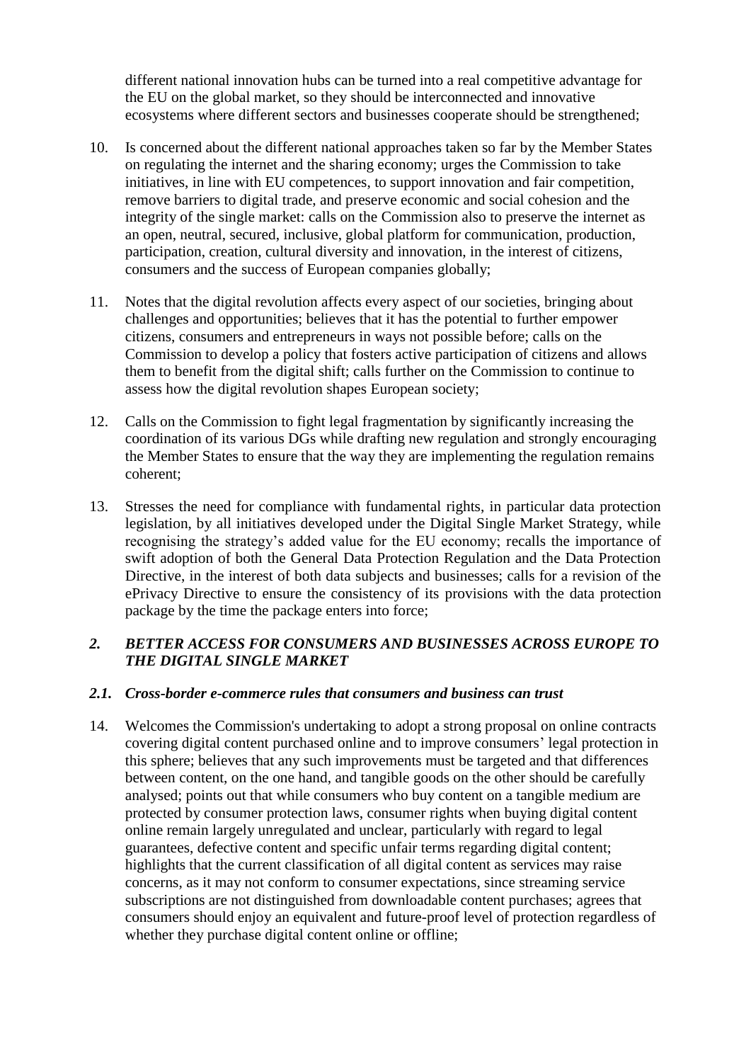different national innovation hubs can be turned into a real competitive advantage for the EU on the global market, so they should be interconnected and innovative ecosystems where different sectors and businesses cooperate should be strengthened;

10. Is concerned about the different national approaches taken so far by the Member States on regulating the internet and the sharing economy; urges the Commission to take initiatives, in line with EU competences, to support innovation and fair competition, remove barriers to digital trade, and preserve economic and social cohesion and the integrity of the single market: calls on the Commission also to preserve the internet as an open, neutral, secured, inclusive, global platform for communication, production, participation, creation, cultural diversity and innovation, in the interest of citizens, consumers and the success of European companies globally;

11. Notes that the digital revolution affects every aspect of our societies, bringing about challenges and opportunities; believes that it has the potential to further empower citizens, consumers and entrepreneurs in ways not possible before; calls on the Commission to develop a policy that fosters active participation of citizens and allows them to benefit from the digital shift; calls further on the Commission to continue to assess how the digital revolution shapes European society;

12. Calls on the Commission to fight legal fragmentation by significantly increasing the coordination of its various DGs while drafting new regulation and strongly encouraging the Member States to ensure that the way they are implementing the regulation remains coherent;

13. Stresses the need for compliance with fundamental rights, in particular data protection legislation, by all initiatives developed under the Digital Single Market Strategy, while recognising the strategy's added value for the EU economy; recalls the importance of swift adoption of both the General Data Protection Regulation and the Data Protection Directive, in the interest of both data subjects and businesses; calls for a revision of the ePrivacy Directive to ensure the consistency of its provisions with the data protection package by the time the package enters into force;

## *2. BETTER ACCESS FOR CONSUMERS AND BUSINESSES ACROSS EUROPE TO THE DIGITAL SINGLE MARKET*

### *2.1. Cross-border e-commerce rules that consumers and business can trust*

14. Welcomes the Commission's undertaking to adopt a strong proposal on online contracts covering digital content purchased online and to improve consumers' legal protection in this sphere; believes that any such improvements must be targeted and that differences between content, on the one hand, and tangible goods on the other should be carefully analysed; points out that while consumers who buy content on a tangible medium are protected by consumer protection laws, consumer rights when buying digital content online remain largely unregulated and unclear, particularly with regard to legal guarantees, defective content and specific unfair terms regarding digital content; highlights that the current classification of all digital content as services may raise concerns, as it may not conform to consumer expectations, since streaming service subscriptions are not distinguished from downloadable content purchases; agrees that consumers should enjoy an equivalent and future-proof level of protection regardless of whether they purchase digital content online or offline;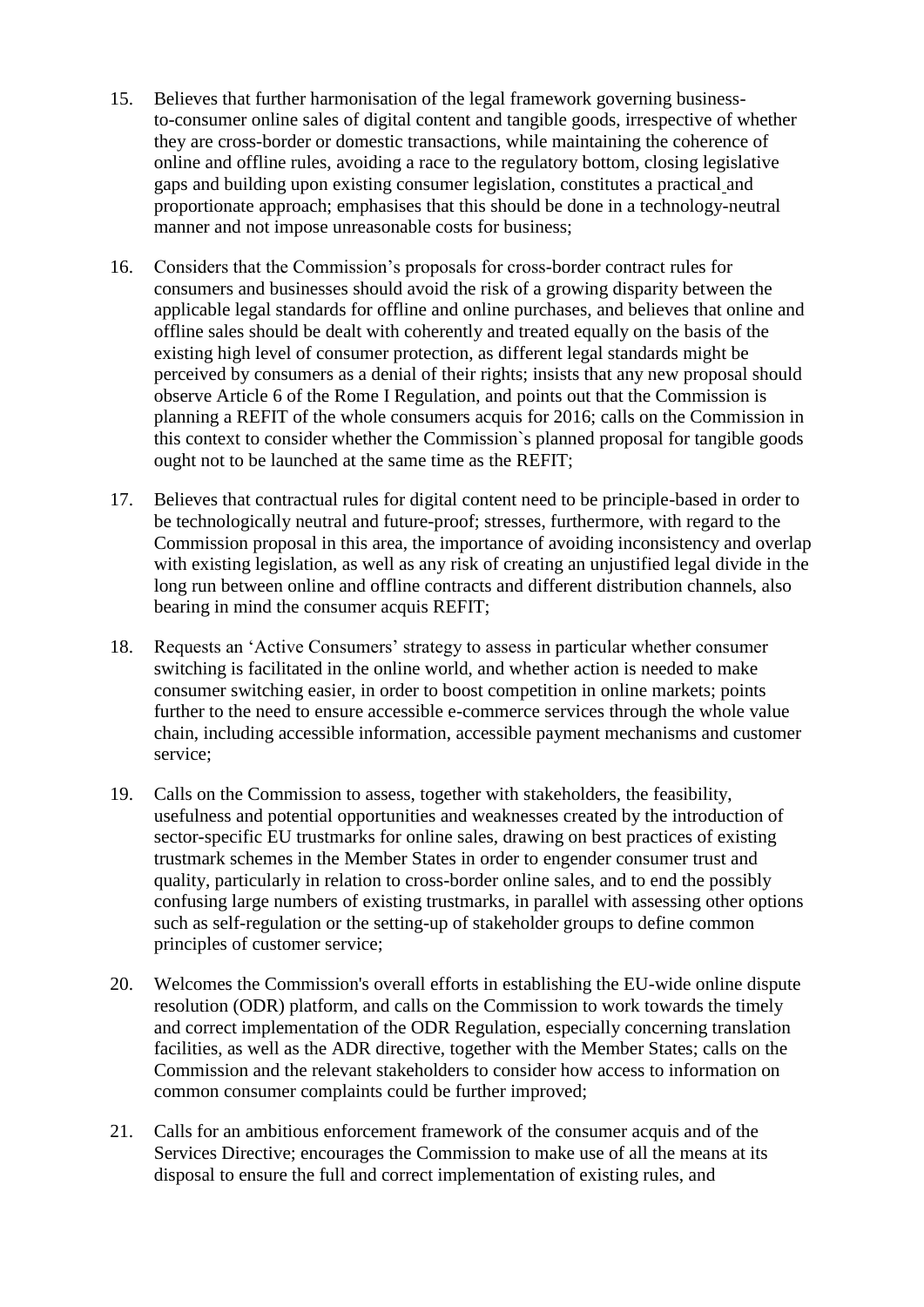15. Believes that further harmonisation of the legal framework governing business-to-consumer online sales of digital content and tangible goods, irrespective of whether they are cross-border or domestic transactions, while maintaining the coherence of online and offline rules, avoiding a race to the regulatory bottom, closing legislative gaps and building upon existing consumer legislation, constitutes a practical and proportionate approach; emphasises that this should be done in a technology-neutral manner and not impose unreasonable costs for business;

16. Considers that the Commission's proposals for cross-border contract rules for consumers and businesses should avoid the risk of a growing disparity between the applicable legal standards for offline and online purchases, and believes that online and offline sales should be dealt with coherently and treated equally on the basis of the existing high level of consumer protection, as different legal standards might be perceived by consumers as a denial of their rights; insists that any new proposal should observe Article 6 of the Rome I Regulation, and points out that the Commission is planning a REFIT of the whole consumers acquis for 2016; calls on the Commission in this context to consider whether the Commission`s planned proposal for tangible goods ought not to be launched at the same time as the REFIT;

17. Believes that contractual rules for digital content need to be principle-based in order to be technologically neutral and future-proof; stresses, furthermore, with regard to the Commission proposal in this area, the importance of avoiding inconsistency and overlap with existing legislation, as well as any risk of creating an unjustified legal divide in the long run between online and offline contracts and different distribution channels, also bearing in mind the consumer acquis REFIT;

18. Requests an 'Active Consumers' strategy to assess in particular whether consumer switching is facilitated in the online world, and whether action is needed to make consumer switching easier, in order to boost competition in online markets; points further to the need to ensure accessible e-commerce services through the whole value chain, including accessible information, accessible payment mechanisms and customer service;

19. Calls on the Commission to assess, together with stakeholders, the feasibility, usefulness and potential opportunities and weaknesses created by the introduction of sector-specific EU trustmarks for online sales, drawing on best practices of existing trustmark schemes in the Member States in order to engender consumer trust and quality, particularly in relation to cross-border online sales, and to end the possibly confusing large numbers of existing trustmarks, in parallel with assessing other options such as self-regulation or the setting-up of stakeholder groups to define common principles of customer service;

20. Welcomes the Commission's overall efforts in establishing the EU-wide online dispute resolution (ODR) platform, and calls on the Commission to work towards the timely and correct implementation of the ODR Regulation, especially concerning translation facilities, as well as the ADR directive, together with the Member States; calls on the Commission and the relevant stakeholders to consider how access to information on common consumer complaints could be further improved;

21. Calls for an ambitious enforcement framework of the consumer acquis and of the Services Directive; encourages the Commission to make use of all the means at its disposal to ensure the full and correct implementation of existing rules, and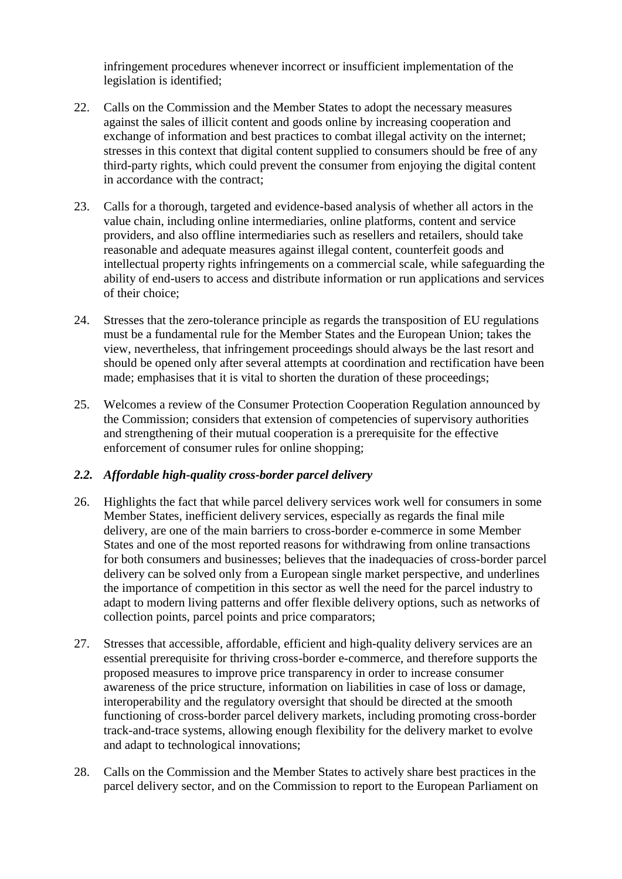infringement procedures whenever incorrect or insufficient implementation of the legislation is identified;

22. Calls on the Commission and the Member States to adopt the necessary measures against the sales of illicit content and goods online by increasing cooperation and exchange of information and best practices to combat illegal activity on the internet; stresses in this context that digital content supplied to consumers should be free of any third-party rights, which could prevent the consumer from enjoying the digital content in accordance with the contract;

23. Calls for a thorough, targeted and evidence-based analysis of whether all actors in the value chain, including online intermediaries, online platforms, content and service providers, and also offline intermediaries such as resellers and retailers, should take reasonable and adequate measures against illegal content, counterfeit goods and intellectual property rights infringements on a commercial scale, while safeguarding the ability of end-users to access and distribute information or run applications and services of their choice;

24. Stresses that the zero-tolerance principle as regards the transposition of EU regulations must be a fundamental rule for the Member States and the European Union; takes the view, nevertheless, that infringement proceedings should always be the last resort and should be opened only after several attempts at coordination and rectification have been made; emphasises that it is vital to shorten the duration of these proceedings;

25. Welcomes a review of the Consumer Protection Cooperation Regulation announced by the Commission; considers that extension of competencies of supervisory authorities and strengthening of their mutual cooperation is a prerequisite for the effective enforcement of consumer rules for online shopping;

### *2.2. Affordable high-quality cross-border parcel delivery*

26. Highlights the fact that while parcel delivery services work well for consumers in some Member States, inefficient delivery services, especially as regards the final mile delivery, are one of the main barriers to cross-border e-commerce in some Member States and one of the most reported reasons for withdrawing from online transactions for both consumers and businesses; believes that the inadequacies of cross-border parcel delivery can be solved only from a European single market perspective, and underlines the importance of competition in this sector as well the need for the parcel industry to adapt to modern living patterns and offer flexible delivery options, such as networks of collection points, parcel points and price comparators;

27. Stresses that accessible, affordable, efficient and high-quality delivery services are an essential prerequisite for thriving cross-border e-commerce, and therefore supports the proposed measures to improve price transparency in order to increase consumer awareness of the price structure, information on liabilities in case of loss or damage, interoperability and the regulatory oversight that should be directed at the smooth functioning of cross-border parcel delivery markets, including promoting cross-border track-and-trace systems, allowing enough flexibility for the delivery market to evolve and adapt to technological innovations;

28. Calls on the Commission and the Member States to actively share best practices in the parcel delivery sector, and on the Commission to report to the European Parliament on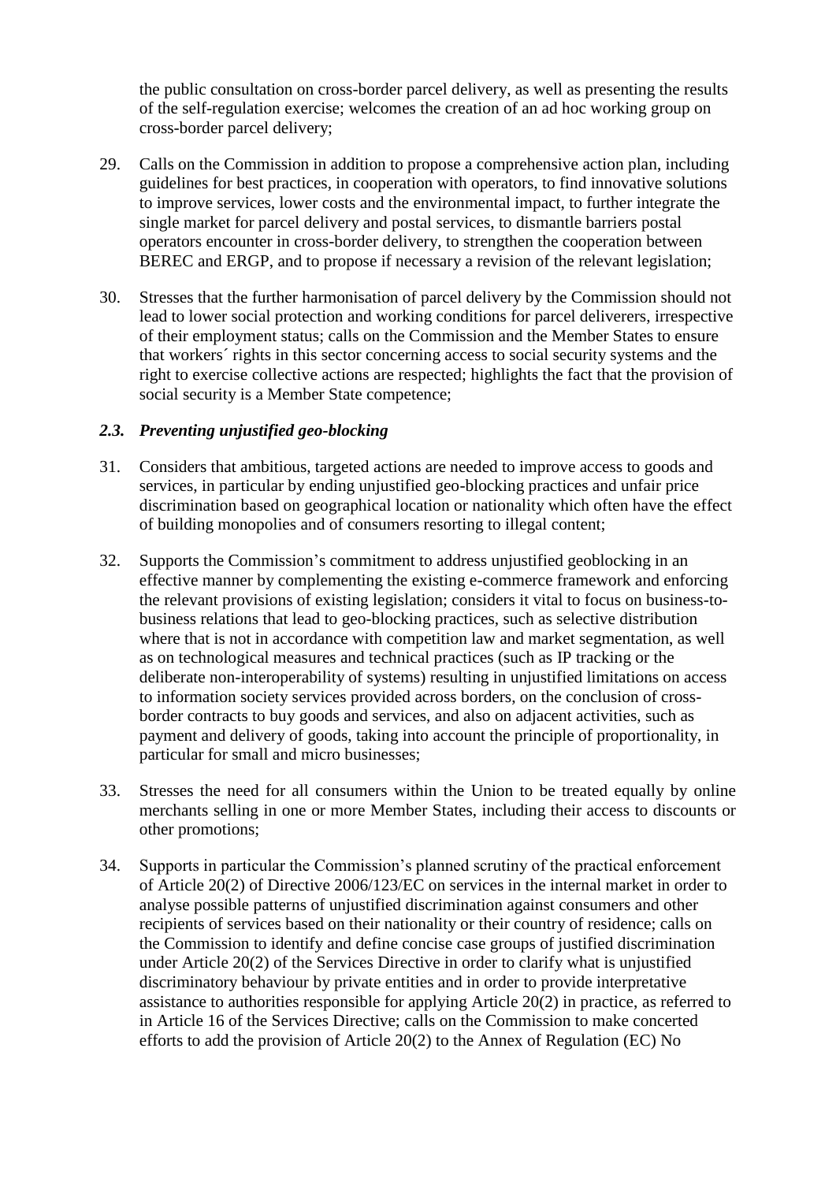the public consultation on cross-border parcel delivery, as well as presenting the results of the self-regulation exercise; welcomes the creation of an ad hoc working group on cross-border parcel delivery;

29. Calls on the Commission in addition to propose a comprehensive action plan, including guidelines for best practices, in cooperation with operators, to find innovative solutions to improve services, lower costs and the environmental impact, to further integrate the single market for parcel delivery and postal services, to dismantle barriers postal operators encounter in cross-border delivery, to strengthen the cooperation between BEREC and ERGP, and to propose if necessary a revision of the relevant legislation;

30. Stresses that the further harmonisation of parcel delivery by the Commission should not lead to lower social protection and working conditions for parcel deliverers, irrespective of their employment status; calls on the Commission and the Member States to ensure that workers´ rights in this sector concerning access to social security systems and the right to exercise collective actions are respected; highlights the fact that the provision of social security is a Member State competence;

### *2.3. Preventing unjustified geo-blocking*

31. Considers that ambitious, targeted actions are needed to improve access to goods and services, in particular by ending unjustified geo-blocking practices and unfair price discrimination based on geographical location or nationality which often have the effect of building monopolies and of consumers resorting to illegal content;

32. Supports the Commission's commitment to address unjustified geoblocking in an effective manner by complementing the existing e-commerce framework and enforcing the relevant provisions of existing legislation; considers it vital to focus on business-to-business relations that lead to geo-blocking practices, such as selective distribution where that is not in accordance with competition law and market segmentation, as well as on technological measures and technical practices (such as IP tracking or the deliberate non-interoperability of systems) resulting in unjustified limitations on access to information society services provided across borders, on the conclusion of cross-border contracts to buy goods and services, and also on adjacent activities, such as payment and delivery of goods, taking into account the principle of proportionality, in particular for small and micro businesses;

33. Stresses the need for all consumers within the Union to be treated equally by online merchants selling in one or more Member States, including their access to discounts or other promotions;

34. Supports in particular the Commission's planned scrutiny of the practical enforcement of Article 20(2) of Directive 2006/123/EC on services in the internal market in order to analyse possible patterns of unjustified discrimination against consumers and other recipients of services based on their nationality or their country of residence; calls on the Commission to identify and define concise case groups of justified discrimination under Article 20(2) of the Services Directive in order to clarify what is unjustified discriminatory behaviour by private entities and in order to provide interpretative assistance to authorities responsible for applying Article 20(2) in practice, as referred to in Article 16 of the Services Directive; calls on the Commission to make concerted efforts to add the provision of Article 20(2) to the Annex of Regulation (EC) No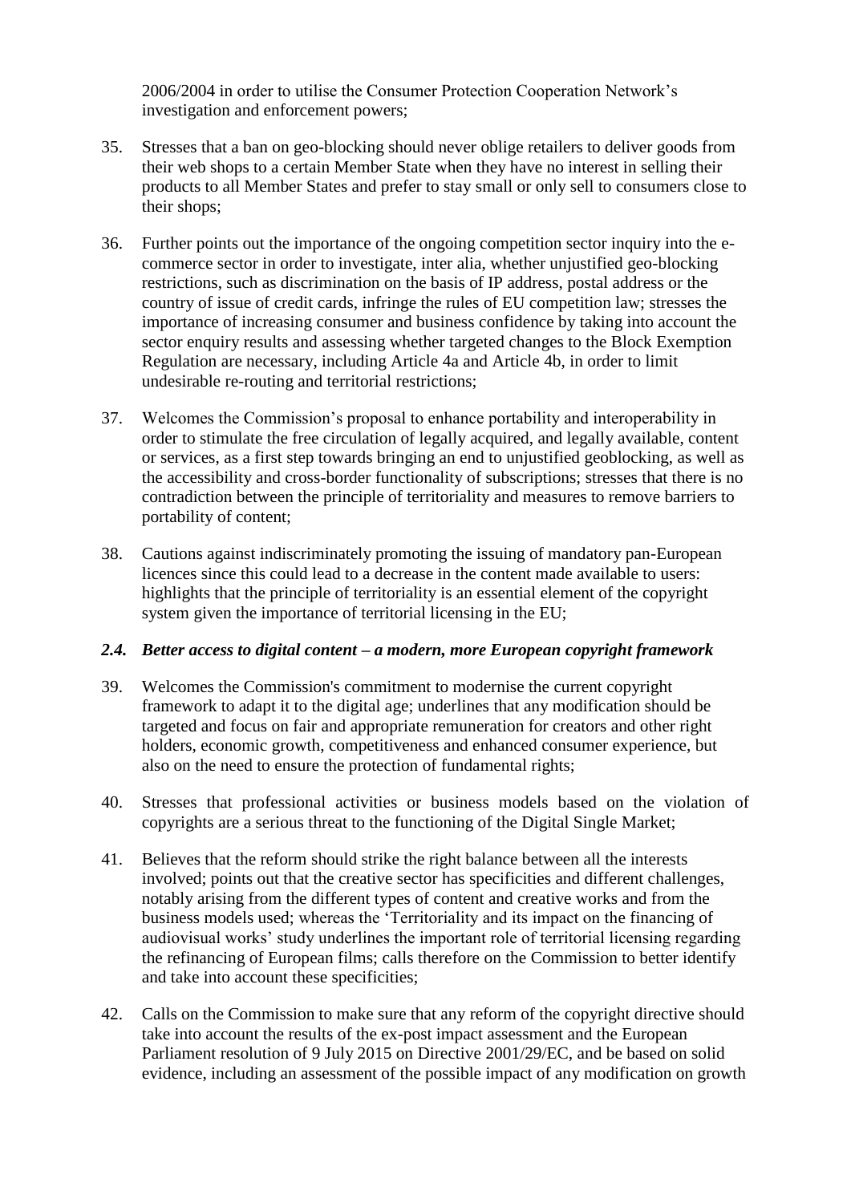2006/2004 in order to utilise the Consumer Protection Cooperation Network's investigation and enforcement powers;

35. Stresses that a ban on geo-blocking should never oblige retailers to deliver goods from their web shops to a certain Member State when they have no interest in selling their products to all Member States and prefer to stay small or only sell to consumers close to their shops;

36. Further points out the importance of the ongoing competition sector inquiry into the e-commerce sector in order to investigate, inter alia, whether unjustified geo-blocking restrictions, such as discrimination on the basis of IP address, postal address or the country of issue of credit cards, infringe the rules of EU competition law; stresses the importance of increasing consumer and business confidence by taking into account the sector enquiry results and assessing whether targeted changes to the Block Exemption Regulation are necessary, including Article 4a and Article 4b, in order to limit undesirable re-routing and territorial restrictions;

37. Welcomes the Commission's proposal to enhance portability and interoperability in order to stimulate the free circulation of legally acquired, and legally available, content or services, as a first step towards bringing an end to unjustified geoblocking, as well as the accessibility and cross-border functionality of subscriptions; stresses that there is no contradiction between the principle of territoriality and measures to remove barriers to portability of content;

38. Cautions against indiscriminately promoting the issuing of mandatory pan-European licences since this could lead to a decrease in the content made available to users: highlights that the principle of territoriality is an essential element of the copyright system given the importance of territorial licensing in the EU;

### *2.4. Better access to digital content – a modern, more European copyright framework*

39. Welcomes the Commission's commitment to modernise the current copyright framework to adapt it to the digital age; underlines that any modification should be targeted and focus on fair and appropriate remuneration for creators and other right holders, economic growth, competitiveness and enhanced consumer experience, but also on the need to ensure the protection of fundamental rights;

40. Stresses that professional activities or business models based on the violation of copyrights are a serious threat to the functioning of the Digital Single Market;

41. Believes that the reform should strike the right balance between all the interests involved; points out that the creative sector has specificities and different challenges, notably arising from the different types of content and creative works and from the business models used; whereas the 'Territoriality and its impact on the financing of audiovisual works' study underlines the important role of territorial licensing regarding the refinancing of European films; calls therefore on the Commission to better identify and take into account these specificities;

42. Calls on the Commission to make sure that any reform of the copyright directive should take into account the results of the ex-post impact assessment and the European Parliament resolution of 9 July 2015 on Directive 2001/29/EC, and be based on solid evidence, including an assessment of the possible impact of any modification on growth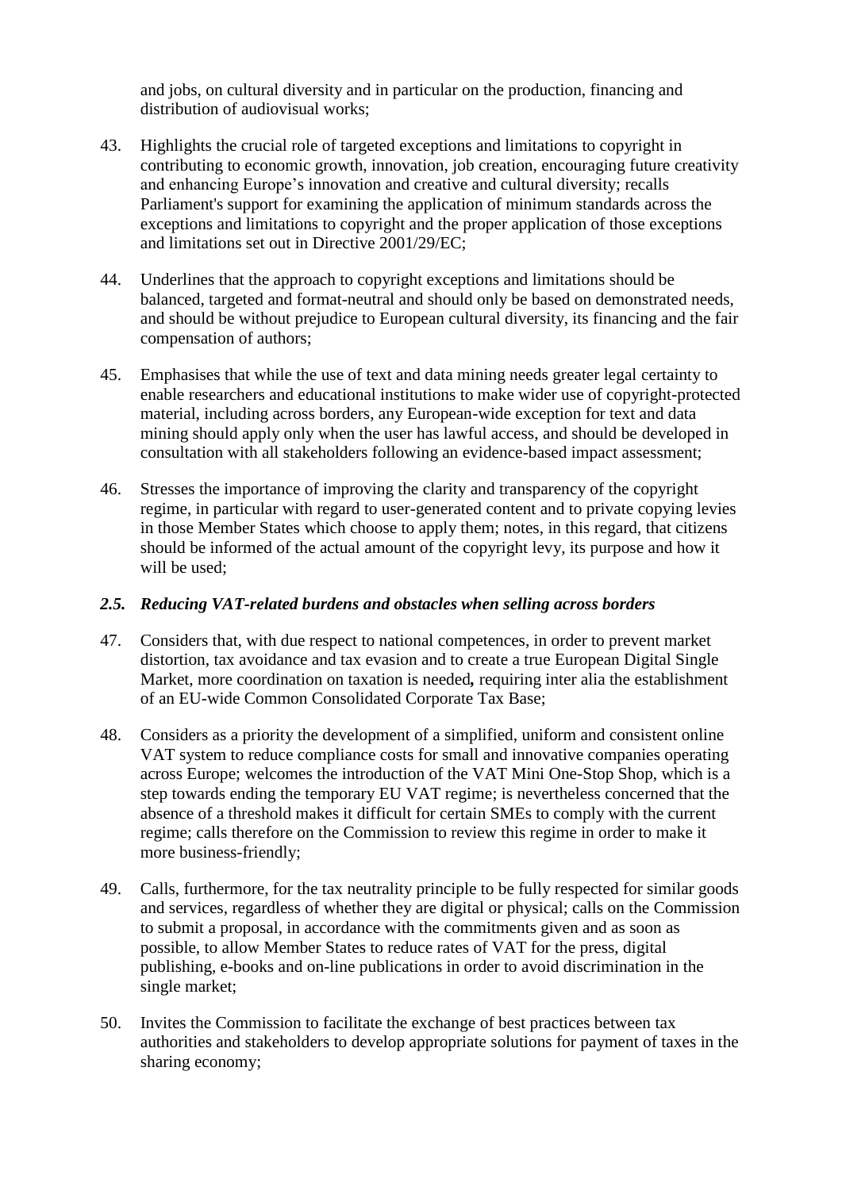and jobs, on cultural diversity and in particular on the production, financing and distribution of audiovisual works;

43. Highlights the crucial role of targeted exceptions and limitations to copyright in contributing to economic growth, innovation, job creation, encouraging future creativity and enhancing Europe's innovation and creative and cultural diversity; recalls Parliament's support for examining the application of minimum standards across the exceptions and limitations to copyright and the proper application of those exceptions and limitations set out in Directive 2001/29/EC;

44. Underlines that the approach to copyright exceptions and limitations should be balanced, targeted and format-neutral and should only be based on demonstrated needs, and should be without prejudice to European cultural diversity, its financing and the fair compensation of authors;

45. Emphasises that while the use of text and data mining needs greater legal certainty to enable researchers and educational institutions to make wider use of copyright-protected material, including across borders, any European-wide exception for text and data mining should apply only when the user has lawful access, and should be developed in consultation with all stakeholders following an evidence-based impact assessment;

46. Stresses the importance of improving the clarity and transparency of the copyright regime, in particular with regard to user-generated content and to private copying levies in those Member States which choose to apply them; notes, in this regard, that citizens should be informed of the actual amount of the copyright levy, its purpose and how it will be used;

### *2.5. Reducing VAT-related burdens and obstacles when selling across borders*

47. Considers that, with due respect to national competences, in order to prevent market distortion, tax avoidance and tax evasion and to create a true European Digital Single Market, more coordination on taxation is needed**,** requiring inter alia the establishment of an EU-wide Common Consolidated Corporate Tax Base;

48. Considers as a priority the development of a simplified, uniform and consistent online VAT system to reduce compliance costs for small and innovative companies operating across Europe; welcomes the introduction of the VAT Mini One-Stop Shop, which is a step towards ending the temporary EU VAT regime; is nevertheless concerned that the absence of a threshold makes it difficult for certain SMEs to comply with the current regime; calls therefore on the Commission to review this regime in order to make it more business-friendly;

49. Calls, furthermore, for the tax neutrality principle to be fully respected for similar goods and services, regardless of whether they are digital or physical; calls on the Commission to submit a proposal, in accordance with the commitments given and as soon as possible, to allow Member States to reduce rates of VAT for the press, digital publishing, e-books and on-line publications in order to avoid discrimination in the single market;

50. Invites the Commission to facilitate the exchange of best practices between tax authorities and stakeholders to develop appropriate solutions for payment of taxes in the sharing economy;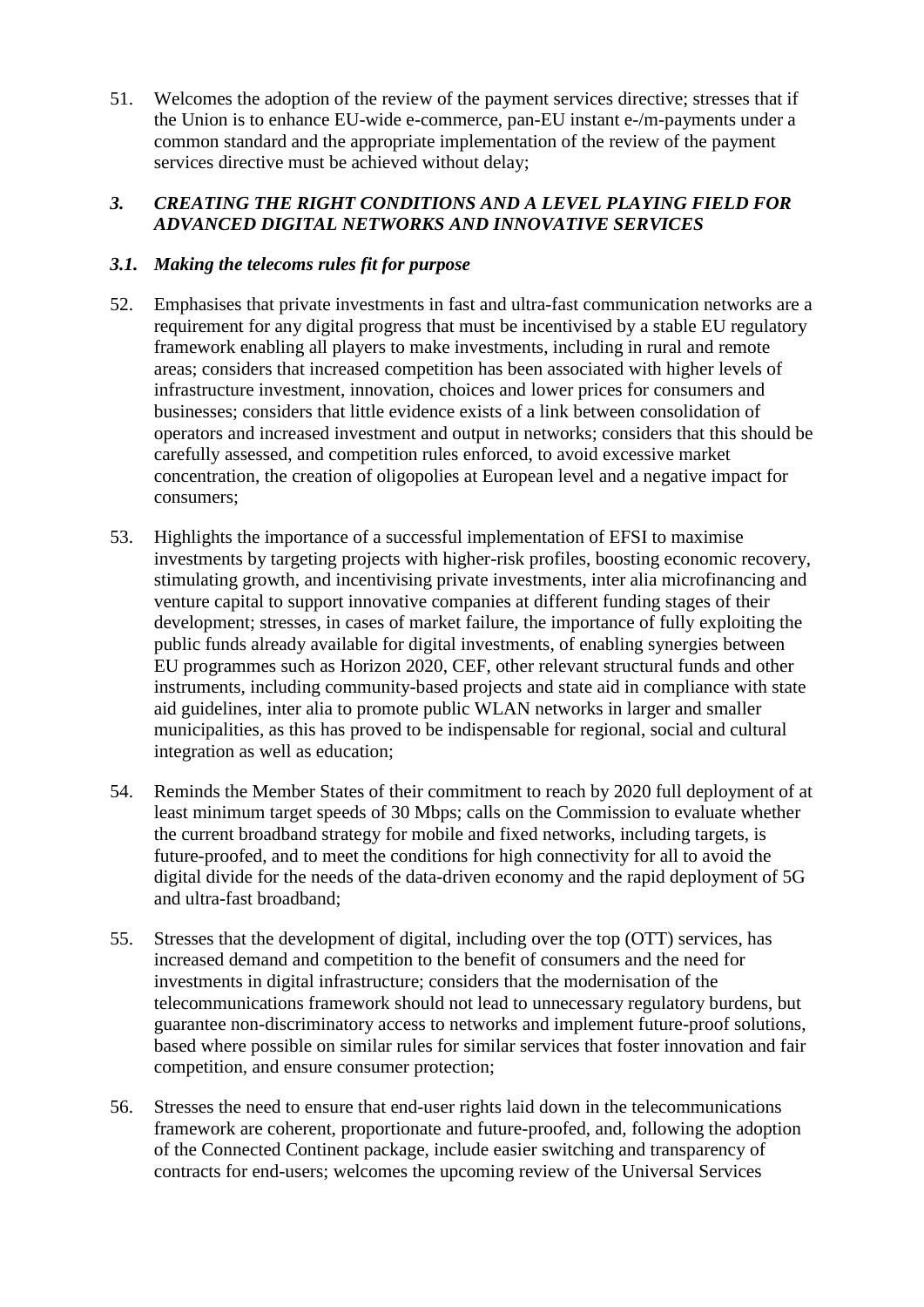51. Welcomes the adoption of the review of the payment services directive; stresses that if the Union is to enhance EU-wide e-commerce, pan-EU instant e-/m-payments under a common standard and the appropriate implementation of the review of the payment services directive must be achieved without delay;

## *3. CREATING THE RIGHT CONDITIONS AND A LEVEL PLAYING FIELD FOR ADVANCED DIGITAL NETWORKS AND INNOVATIVE SERVICES*

### *3.1. Making the telecoms rules fit for purpose*

52. Emphasises that private investments in fast and ultra-fast communication networks are a requirement for any digital progress that must be incentivised by a stable EU regulatory framework enabling all players to make investments, including in rural and remote areas; considers that increased competition has been associated with higher levels of infrastructure investment, innovation, choices and lower prices for consumers and businesses; considers that little evidence exists of a link between consolidation of operators and increased investment and output in networks; considers that this should be carefully assessed, and competition rules enforced, to avoid excessive market concentration, the creation of oligopolies at European level and a negative impact for consumers;

53. Highlights the importance of a successful implementation of EFSI to maximise investments by targeting projects with higher-risk profiles, boosting economic recovery, stimulating growth, and incentivising private investments, inter alia microfinancing and venture capital to support innovative companies at different funding stages of their development; stresses, in cases of market failure, the importance of fully exploiting the public funds already available for digital investments, of enabling synergies between EU programmes such as Horizon 2020, CEF, other relevant structural funds and other instruments, including community-based projects and state aid in compliance with state aid guidelines, inter alia to promote public WLAN networks in larger and smaller municipalities, as this has proved to be indispensable for regional, social and cultural integration as well as education;

54. Reminds the Member States of their commitment to reach by 2020 full deployment of at least minimum target speeds of 30 Mbps; calls on the Commission to evaluate whether the current broadband strategy for mobile and fixed networks, including targets, is future-proofed, and to meet the conditions for high connectivity for all to avoid the digital divide for the needs of the data-driven economy and the rapid deployment of 5G and ultra-fast broadband;

55. Stresses that the development of digital, including over the top (OTT) services, has increased demand and competition to the benefit of consumers and the need for investments in digital infrastructure; considers that the modernisation of the telecommunications framework should not lead to unnecessary regulatory burdens, but guarantee non-discriminatory access to networks and implement future-proof solutions, based where possible on similar rules for similar services that foster innovation and fair competition, and ensure consumer protection;

56. Stresses the need to ensure that end-user rights laid down in the telecommunications framework are coherent, proportionate and future-proofed, and, following the adoption of the Connected Continent package, include easier switching and transparency of contracts for end-users; welcomes the upcoming review of the Universal Services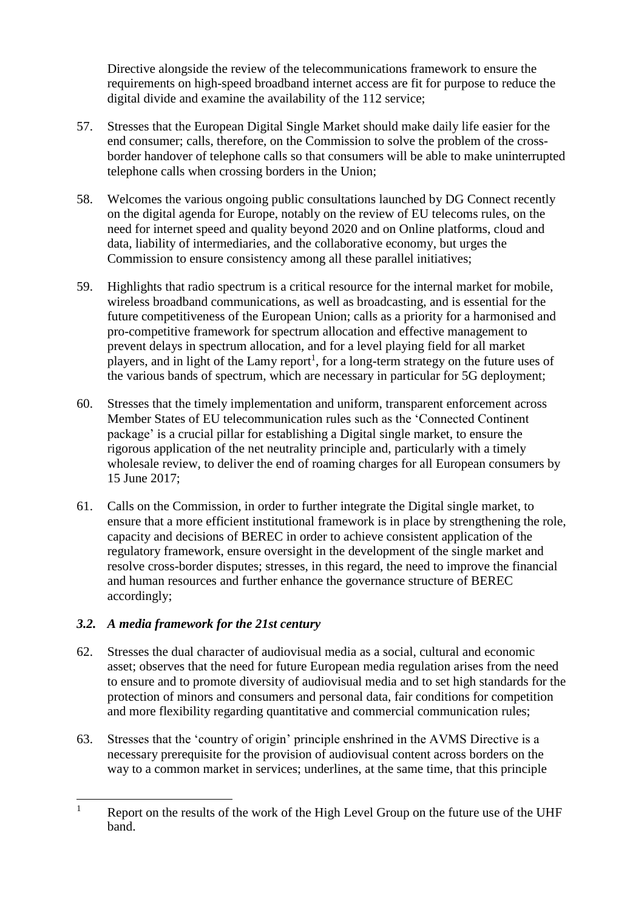Directive alongside the review of the telecommunications framework to ensure the requirements on high-speed broadband internet access are fit for purpose to reduce the digital divide and examine the availability of the 112 service;

57. Stresses that the European Digital Single Market should make daily life easier for the end consumer; calls, therefore, on the Commission to solve the problem of the cross-border handover of telephone calls so that consumers will be able to make uninterrupted telephone calls when crossing borders in the Union;

58. Welcomes the various ongoing public consultations launched by DG Connect recently on the digital agenda for Europe, notably on the review of EU telecoms rules, on the need for internet speed and quality beyond 2020 and on Online platforms, cloud and data, liability of intermediaries, and the collaborative economy, but urges the Commission to ensure consistency among all these parallel initiatives;

59. Highlights that radio spectrum is a critical resource for the internal market for mobile, wireless broadband communications, as well as broadcasting, and is essential for the future competitiveness of the European Union; calls as a priority for a harmonised and pro-competitive framework for spectrum allocation and effective management to prevent delays in spectrum allocation, and for a level playing field for all market players, and in light of the Lamy report[1], for a long-term strategy on the future uses of the various bands of spectrum, which are necessary in particular for 5G deployment;

60. Stresses that the timely implementation and uniform, transparent enforcement across Member States of EU telecommunication rules such as the 'Connected Continent package' is a crucial pillar for establishing a Digital single market, to ensure the rigorous application of the net neutrality principle and, particularly with a timely wholesale review, to deliver the end of roaming charges for all European consumers by 15 June 2017;

61. Calls on the Commission, in order to further integrate the Digital single market, to ensure that a more efficient institutional framework is in place by strengthening the role, capacity and decisions of BEREC in order to achieve consistent application of the regulatory framework, ensure oversight in the development of the single market and resolve cross-border disputes; stresses, in this regard, the need to improve the financial and human resources and further enhance the governance structure of BEREC accordingly;

### *3.2. A media framework for the 21st century*

62. Stresses the dual character of audiovisual media as a social, cultural and economic asset; observes that the need for future European media regulation arises from the need to ensure and to promote diversity of audiovisual media and to set high standards for the protection of minors and consumers and personal data, fair conditions for competition and more flexibility regarding quantitative and commercial communication rules;

63. Stresses that the 'country of origin' principle enshrined in the AVMS Directive is a necessary prerequisite for the provision of audiovisual content across borders on the way to a common market in services; underlines, at the same time, that this principle

[1] Report on the results of the work of the High Level Group on the future use of the UHF band.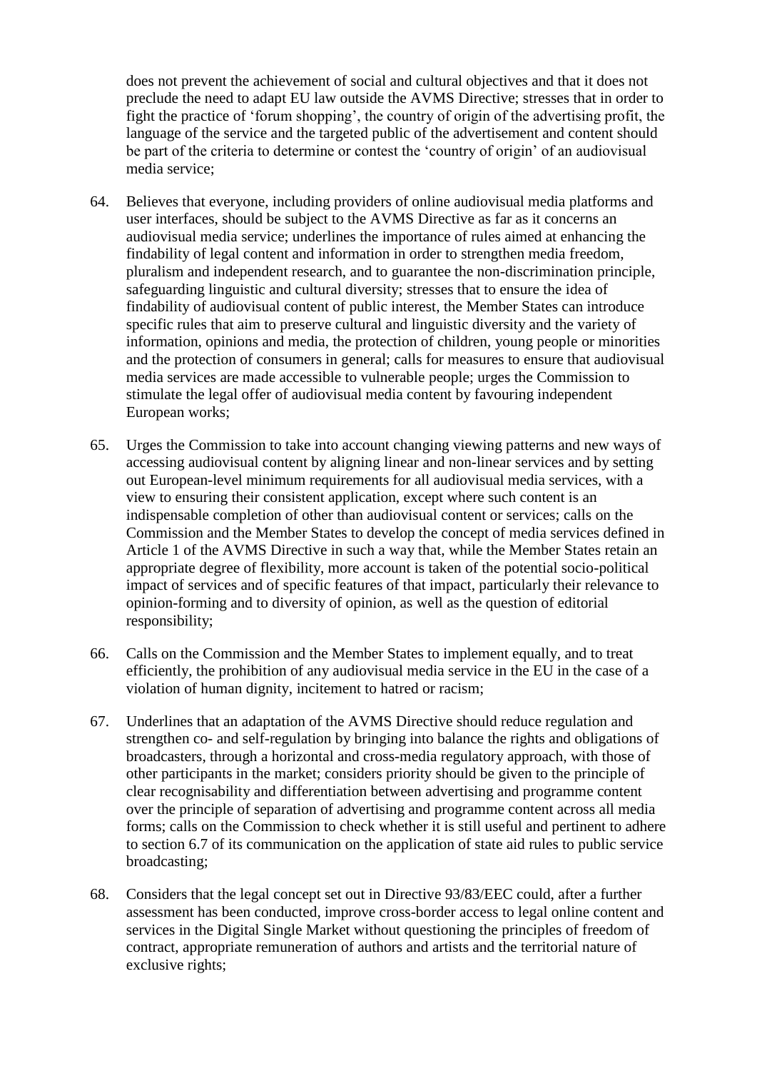does not prevent the achievement of social and cultural objectives and that it does not preclude the need to adapt EU law outside the AVMS Directive; stresses that in order to fight the practice of 'forum shopping', the country of origin of the advertising profit, the language of the service and the targeted public of the advertisement and content should be part of the criteria to determine or contest the 'country of origin' of an audiovisual media service;

64. Believes that everyone, including providers of online audiovisual media platforms and user interfaces, should be subject to the AVMS Directive as far as it concerns an audiovisual media service; underlines the importance of rules aimed at enhancing the findability of legal content and information in order to strengthen media freedom, pluralism and independent research, and to guarantee the non-discrimination principle, safeguarding linguistic and cultural diversity; stresses that to ensure the idea of findability of audiovisual content of public interest, the Member States can introduce specific rules that aim to preserve cultural and linguistic diversity and the variety of information, opinions and media, the protection of children, young people or minorities and the protection of consumers in general; calls for measures to ensure that audiovisual media services are made accessible to vulnerable people; urges the Commission to stimulate the legal offer of audiovisual media content by favouring independent European works;

65. Urges the Commission to take into account changing viewing patterns and new ways of accessing audiovisual content by aligning linear and non-linear services and by setting out European-level minimum requirements for all audiovisual media services, with a view to ensuring their consistent application, except where such content is an indispensable completion of other than audiovisual content or services; calls on the Commission and the Member States to develop the concept of media services defined in Article 1 of the AVMS Directive in such a way that, while the Member States retain an appropriate degree of flexibility, more account is taken of the potential socio-political impact of services and of specific features of that impact, particularly their relevance to opinion-forming and to diversity of opinion, as well as the question of editorial responsibility;

66. Calls on the Commission and the Member States to implement equally, and to treat efficiently, the prohibition of any audiovisual media service in the EU in the case of a violation of human dignity, incitement to hatred or racism;

67. Underlines that an adaptation of the AVMS Directive should reduce regulation and strengthen co- and self-regulation by bringing into balance the rights and obligations of broadcasters, through a horizontal and cross-media regulatory approach, with those of other participants in the market; considers priority should be given to the principle of clear recognisability and differentiation between advertising and programme content over the principle of separation of advertising and programme content across all media forms; calls on the Commission to check whether it is still useful and pertinent to adhere to section 6.7 of its communication on the application of state aid rules to public service broadcasting;

68. Considers that the legal concept set out in Directive 93/83/EEC could, after a further assessment has been conducted, improve cross-border access to legal online content and services in the Digital Single Market without questioning the principles of freedom of contract, appropriate remuneration of authors and artists and the territorial nature of exclusive rights;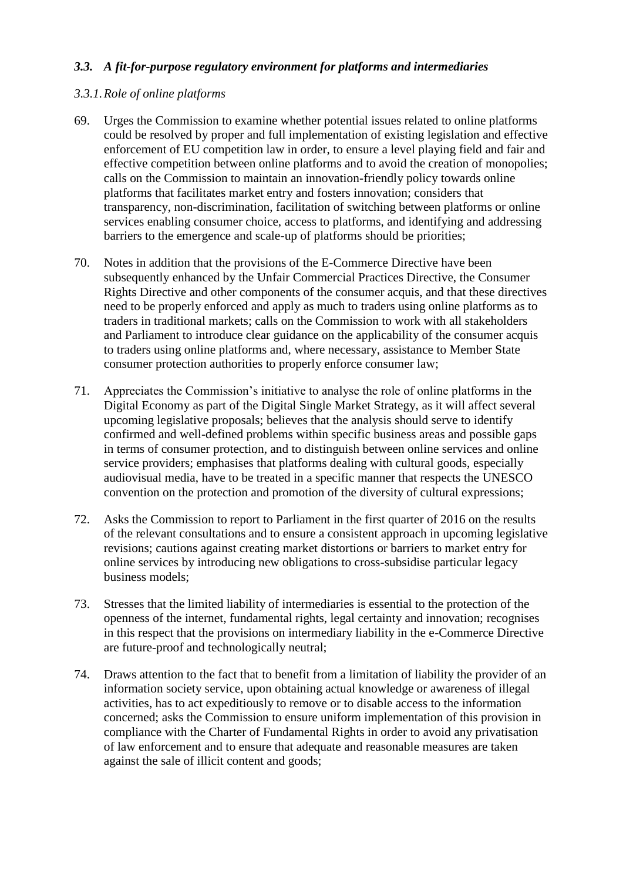### *3.3. A fit-for-purpose regulatory environment for platforms and intermediaries*

#### *3.3.1. Role of online platforms*

69. Urges the Commission to examine whether potential issues related to online platforms could be resolved by proper and full implementation of existing legislation and effective enforcement of EU competition law in order, to ensure a level playing field and fair and effective competition between online platforms and to avoid the creation of monopolies; calls on the Commission to maintain an innovation-friendly policy towards online platforms that facilitates market entry and fosters innovation; considers that transparency, non-discrimination, facilitation of switching between platforms or online services enabling consumer choice, access to platforms, and identifying and addressing barriers to the emergence and scale-up of platforms should be priorities;

70. Notes in addition that the provisions of the E-Commerce Directive have been subsequently enhanced by the Unfair Commercial Practices Directive, the Consumer Rights Directive and other components of the consumer acquis, and that these directives need to be properly enforced and apply as much to traders using online platforms as to traders in traditional markets; calls on the Commission to work with all stakeholders and Parliament to introduce clear guidance on the applicability of the consumer acquis to traders using online platforms and, where necessary, assistance to Member State consumer protection authorities to properly enforce consumer law;

71. Appreciates the Commission's initiative to analyse the role of online platforms in the Digital Economy as part of the Digital Single Market Strategy, as it will affect several upcoming legislative proposals; believes that the analysis should serve to identify confirmed and well-defined problems within specific business areas and possible gaps in terms of consumer protection, and to distinguish between online services and online service providers; emphasises that platforms dealing with cultural goods, especially audiovisual media, have to be treated in a specific manner that respects the UNESCO convention on the protection and promotion of the diversity of cultural expressions;

72. Asks the Commission to report to Parliament in the first quarter of 2016 on the results of the relevant consultations and to ensure a consistent approach in upcoming legislative revisions; cautions against creating market distortions or barriers to market entry for online services by introducing new obligations to cross-subsidise particular legacy business models;

73. Stresses that the limited liability of intermediaries is essential to the protection of the openness of the internet, fundamental rights, legal certainty and innovation; recognises in this respect that the provisions on intermediary liability in the e-Commerce Directive are future-proof and technologically neutral;

74. Draws attention to the fact that to benefit from a limitation of liability the provider of an information society service, upon obtaining actual knowledge or awareness of illegal activities, has to act expeditiously to remove or to disable access to the information concerned; asks the Commission to ensure uniform implementation of this provision in compliance with the Charter of Fundamental Rights in order to avoid any privatisation of law enforcement and to ensure that adequate and reasonable measures are taken against the sale of illicit content and goods;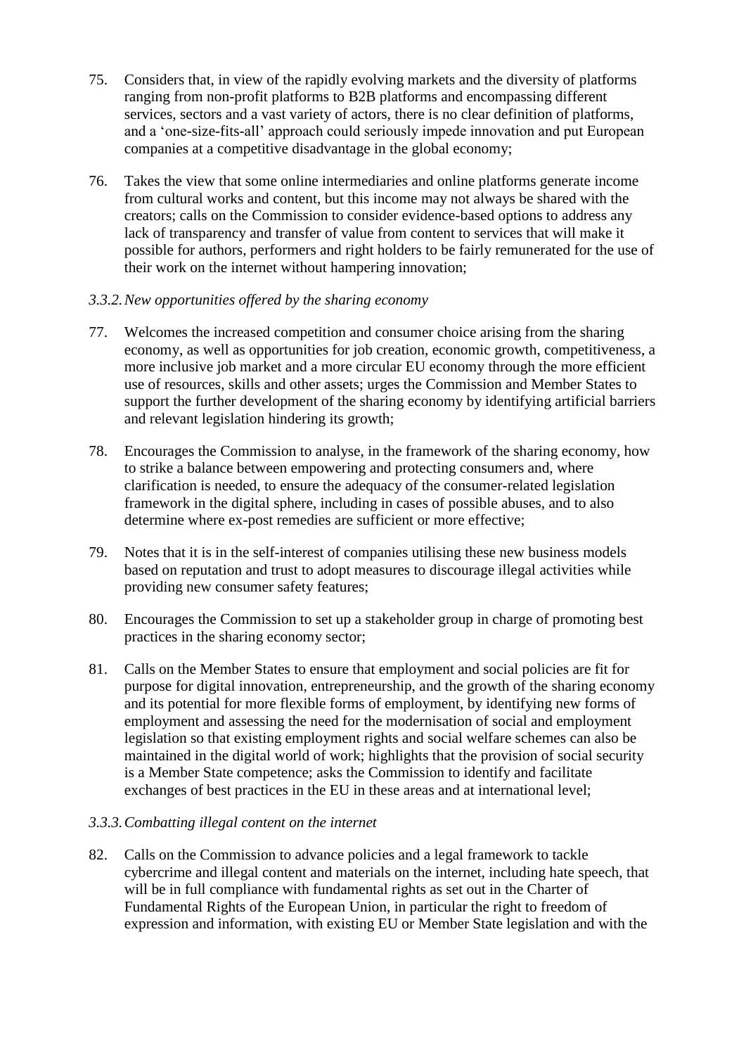75. Considers that, in view of the rapidly evolving markets and the diversity of platforms ranging from non-profit platforms to B2B platforms and encompassing different services, sectors and a vast variety of actors, there is no clear definition of platforms, and a 'one-size-fits-all' approach could seriously impede innovation and put European companies at a competitive disadvantage in the global economy;

76. Takes the view that some online intermediaries and online platforms generate income from cultural works and content, but this income may not always be shared with the creators; calls on the Commission to consider evidence-based options to address any lack of transparency and transfer of value from content to services that will make it possible for authors, performers and right holders to be fairly remunerated for the use of their work on the internet without hampering innovation;

*3.3.2. New opportunities offered by the sharing economy*

77. Welcomes the increased competition and consumer choice arising from the sharing economy, as well as opportunities for job creation, economic growth, competitiveness, a more inclusive job market and a more circular EU economy through the more efficient use of resources, skills and other assets; urges the Commission and Member States to support the further development of the sharing economy by identifying artificial barriers and relevant legislation hindering its growth;

78. Encourages the Commission to analyse, in the framework of the sharing economy, how to strike a balance between empowering and protecting consumers and, where clarification is needed, to ensure the adequacy of the consumer-related legislation framework in the digital sphere, including in cases of possible abuses, and to also determine where ex-post remedies are sufficient or more effective;

79. Notes that it is in the self-interest of companies utilising these new business models based on reputation and trust to adopt measures to discourage illegal activities while providing new consumer safety features;

80. Encourages the Commission to set up a stakeholder group in charge of promoting best practices in the sharing economy sector;

81. Calls on the Member States to ensure that employment and social policies are fit for purpose for digital innovation, entrepreneurship, and the growth of the sharing economy and its potential for more flexible forms of employment, by identifying new forms of employment and assessing the need for the modernisation of social and employment legislation so that existing employment rights and social welfare schemes can also be maintained in the digital world of work; highlights that the provision of social security is a Member State competence; asks the Commission to identify and facilitate exchanges of best practices in the EU in these areas and at international level;

*3.3.3. Combatting illegal content on the internet*

82. Calls on the Commission to advance policies and a legal framework to tackle cybercrime and illegal content and materials on the internet, including hate speech, that will be in full compliance with fundamental rights as set out in the Charter of Fundamental Rights of the European Union, in particular the right to freedom of expression and information, with existing EU or Member State legislation and with the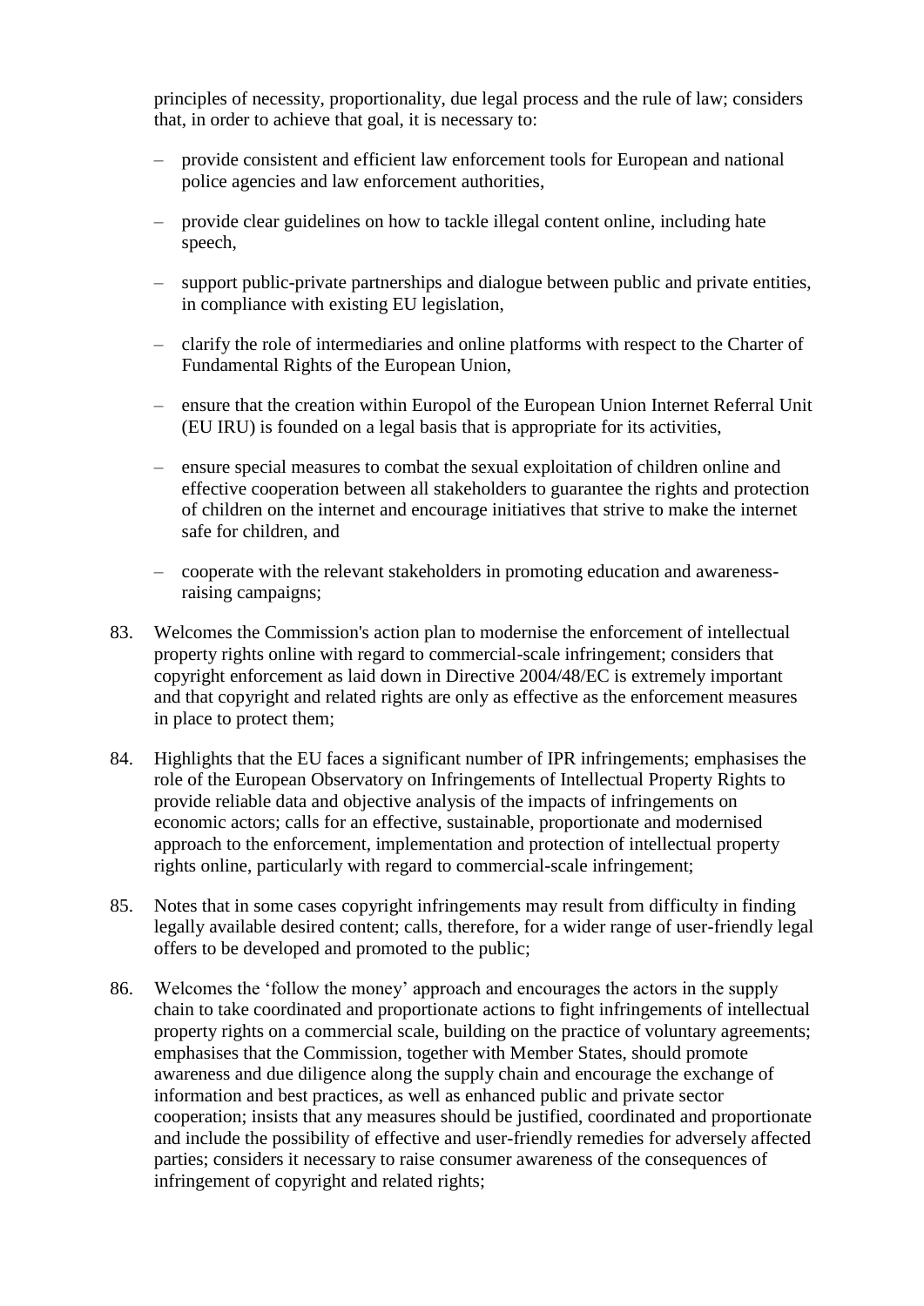principles of necessity, proportionality, due legal process and the rule of law; considers that, in order to achieve that goal, it is necessary to:

- provide consistent and efficient law enforcement tools for European and national police agencies and law enforcement authorities,
- provide clear guidelines on how to tackle illegal content online, including hate speech,
- support public-private partnerships and dialogue between public and private entities, in compliance with existing EU legislation,
- clarify the role of intermediaries and online platforms with respect to the Charter of Fundamental Rights of the European Union,
- ensure that the creation within Europol of the European Union Internet Referral Unit (EU IRU) is founded on a legal basis that is appropriate for its activities,
- ensure special measures to combat the sexual exploitation of children online and effective cooperation between all stakeholders to guarantee the rights and protection of children on the internet and encourage initiatives that strive to make the internet safe for children, and
- cooperate with the relevant stakeholders in promoting education and awareness-raising campaigns;

83. Welcomes the Commission's action plan to modernise the enforcement of intellectual property rights online with regard to commercial-scale infringement; considers that copyright enforcement as laid down in Directive 2004/48/EC is extremely important and that copyright and related rights are only as effective as the enforcement measures in place to protect them;

84. Highlights that the EU faces a significant number of IPR infringements; emphasises the role of the European Observatory on Infringements of Intellectual Property Rights to provide reliable data and objective analysis of the impacts of infringements on economic actors; calls for an effective, sustainable, proportionate and modernised approach to the enforcement, implementation and protection of intellectual property rights online, particularly with regard to commercial-scale infringement;

85. Notes that in some cases copyright infringements may result from difficulty in finding legally available desired content; calls, therefore, for a wider range of user-friendly legal offers to be developed and promoted to the public;

86. Welcomes the 'follow the money' approach and encourages the actors in the supply chain to take coordinated and proportionate actions to fight infringements of intellectual property rights on a commercial scale, building on the practice of voluntary agreements; emphasises that the Commission, together with Member States, should promote awareness and due diligence along the supply chain and encourage the exchange of information and best practices, as well as enhanced public and private sector cooperation; insists that any measures should be justified, coordinated and proportionate and include the possibility of effective and user-friendly remedies for adversely affected parties; considers it necessary to raise consumer awareness of the consequences of infringement of copyright and related rights;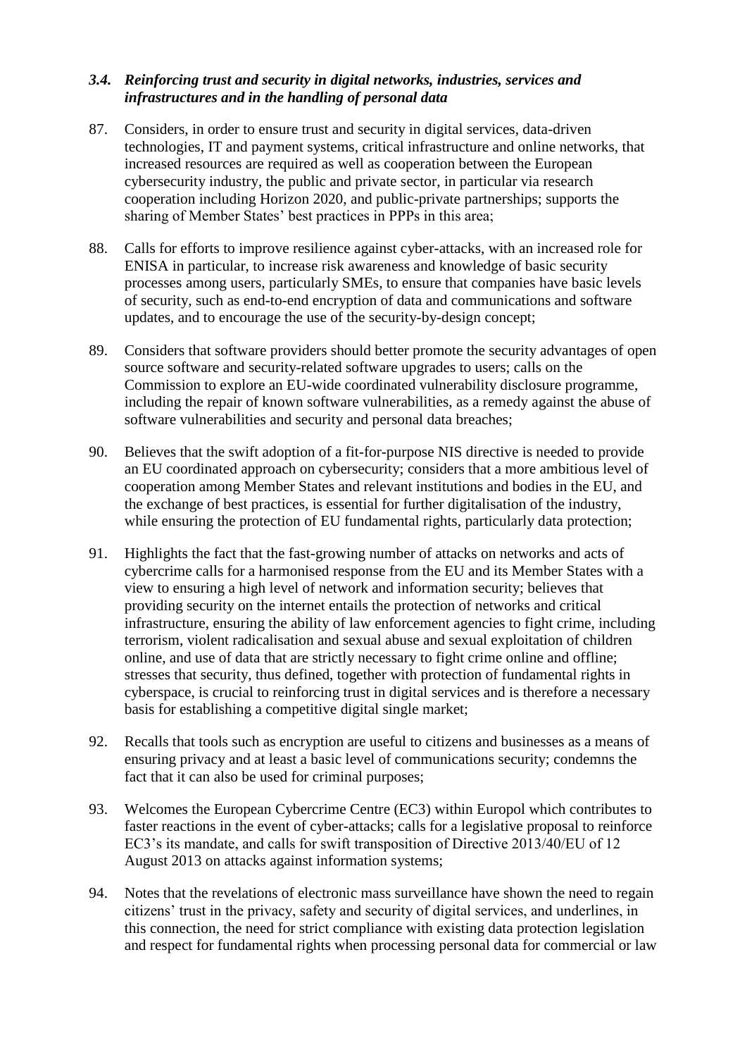### *3.4. Reinforcing trust and security in digital networks, industries, services and infrastructures and in the handling of personal data*

87. Considers, in order to ensure trust and security in digital services, data-driven technologies, IT and payment systems, critical infrastructure and online networks, that increased resources are required as well as cooperation between the European cybersecurity industry, the public and private sector, in particular via research cooperation including Horizon 2020, and public-private partnerships; supports the sharing of Member States' best practices in PPPs in this area;

88. Calls for efforts to improve resilience against cyber-attacks, with an increased role for ENISA in particular, to increase risk awareness and knowledge of basic security processes among users, particularly SMEs, to ensure that companies have basic levels of security, such as end-to-end encryption of data and communications and software updates, and to encourage the use of the security-by-design concept;

89. Considers that software providers should better promote the security advantages of open source software and security-related software upgrades to users; calls on the Commission to explore an EU-wide coordinated vulnerability disclosure programme, including the repair of known software vulnerabilities, as a remedy against the abuse of software vulnerabilities and security and personal data breaches;

90. Believes that the swift adoption of a fit-for-purpose NIS directive is needed to provide an EU coordinated approach on cybersecurity; considers that a more ambitious level of cooperation among Member States and relevant institutions and bodies in the EU, and the exchange of best practices, is essential for further digitalisation of the industry, while ensuring the protection of EU fundamental rights, particularly data protection;

91. Highlights the fact that the fast-growing number of attacks on networks and acts of cybercrime calls for a harmonised response from the EU and its Member States with a view to ensuring a high level of network and information security; believes that providing security on the internet entails the protection of networks and critical infrastructure, ensuring the ability of law enforcement agencies to fight crime, including terrorism, violent radicalisation and sexual abuse and sexual exploitation of children online, and use of data that are strictly necessary to fight crime online and offline; stresses that security, thus defined, together with protection of fundamental rights in cyberspace, is crucial to reinforcing trust in digital services and is therefore a necessary basis for establishing a competitive digital single market;

92. Recalls that tools such as encryption are useful to citizens and businesses as a means of ensuring privacy and at least a basic level of communications security; condemns the fact that it can also be used for criminal purposes;

93. Welcomes the European Cybercrime Centre (EC3) within Europol which contributes to faster reactions in the event of cyber-attacks; calls for a legislative proposal to reinforce EC3's its mandate, and calls for swift transposition of Directive 2013/40/EU of 12 August 2013 on attacks against information systems;

94. Notes that the revelations of electronic mass surveillance have shown the need to regain citizens' trust in the privacy, safety and security of digital services, and underlines, in this connection, the need for strict compliance with existing data protection legislation and respect for fundamental rights when processing personal data for commercial or law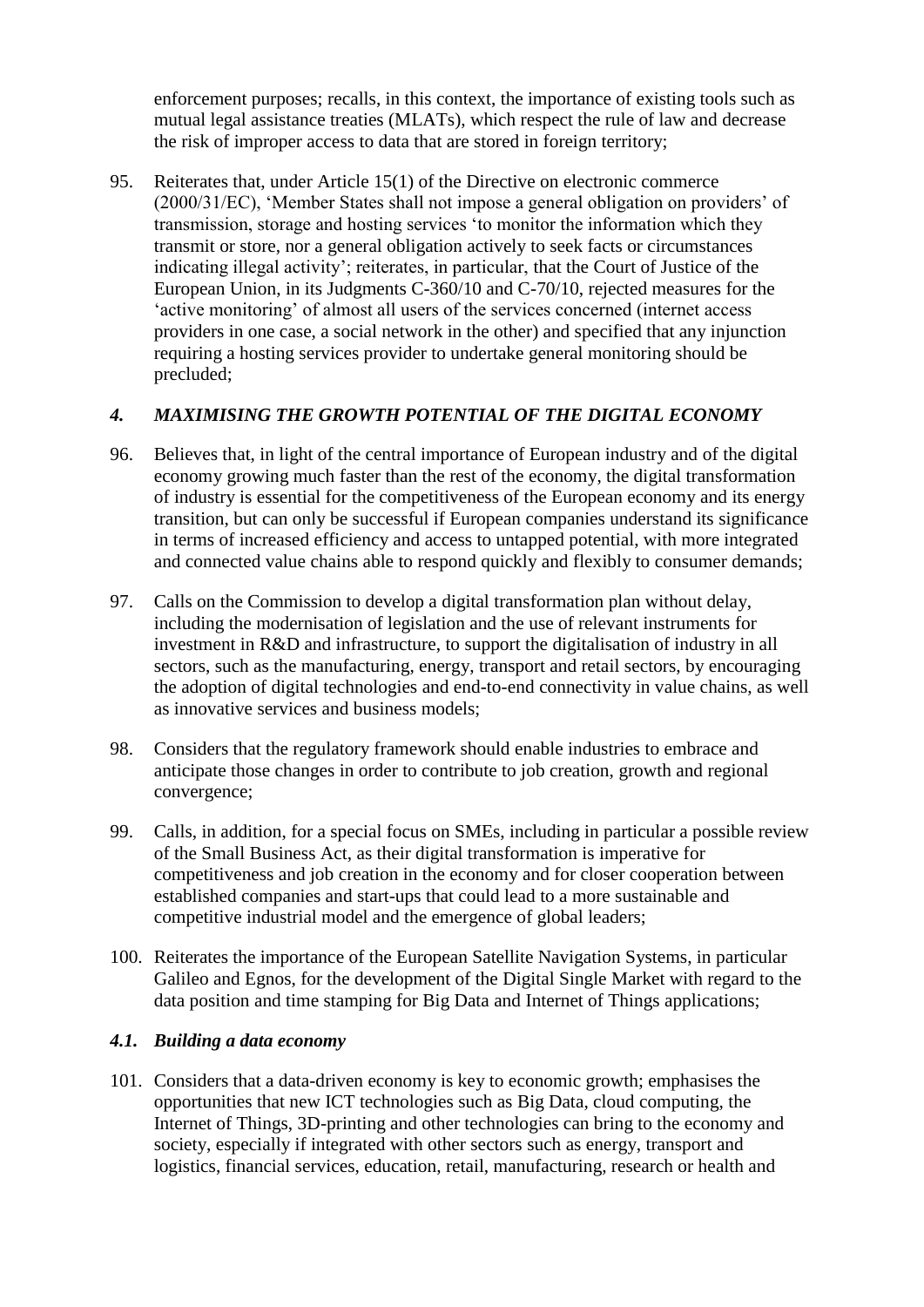enforcement purposes; recalls, in this context, the importance of existing tools such as mutual legal assistance treaties (MLATs), which respect the rule of law and decrease the risk of improper access to data that are stored in foreign territory;

95. Reiterates that, under Article 15(1) of the Directive on electronic commerce (2000/31/EC), 'Member States shall not impose a general obligation on providers' of transmission, storage and hosting services 'to monitor the information which they transmit or store, nor a general obligation actively to seek facts or circumstances indicating illegal activity'; reiterates, in particular, that the Court of Justice of the European Union, in its Judgments C-360/10 and C-70/10, rejected measures for the 'active monitoring' of almost all users of the services concerned (internet access providers in one case, a social network in the other) and specified that any injunction requiring a hosting services provider to undertake general monitoring should be precluded;

## *4. MAXIMISING THE GROWTH POTENTIAL OF THE DIGITAL ECONOMY*

96. Believes that, in light of the central importance of European industry and of the digital economy growing much faster than the rest of the economy, the digital transformation of industry is essential for the competitiveness of the European economy and its energy transition, but can only be successful if European companies understand its significance in terms of increased efficiency and access to untapped potential, with more integrated and connected value chains able to respond quickly and flexibly to consumer demands;

97. Calls on the Commission to develop a digital transformation plan without delay, including the modernisation of legislation and the use of relevant instruments for investment in R&D and infrastructure, to support the digitalisation of industry in all sectors, such as the manufacturing, energy, transport and retail sectors, by encouraging the adoption of digital technologies and end-to-end connectivity in value chains, as well as innovative services and business models;

98. Considers that the regulatory framework should enable industries to embrace and anticipate those changes in order to contribute to job creation, growth and regional convergence;

99. Calls, in addition, for a special focus on SMEs, including in particular a possible review of the Small Business Act, as their digital transformation is imperative for competitiveness and job creation in the economy and for closer cooperation between established companies and start-ups that could lead to a more sustainable and competitive industrial model and the emergence of global leaders;

100. Reiterates the importance of the European Satellite Navigation Systems, in particular Galileo and Egnos, for the development of the Digital Single Market with regard to the data position and time stamping for Big Data and Internet of Things applications;

### *4.1. Building a data economy*

101. Considers that a data-driven economy is key to economic growth; emphasises the opportunities that new ICT technologies such as Big Data, cloud computing, the Internet of Things, 3D-printing and other technologies can bring to the economy and society, especially if integrated with other sectors such as energy, transport and logistics, financial services, education, retail, manufacturing, research or health and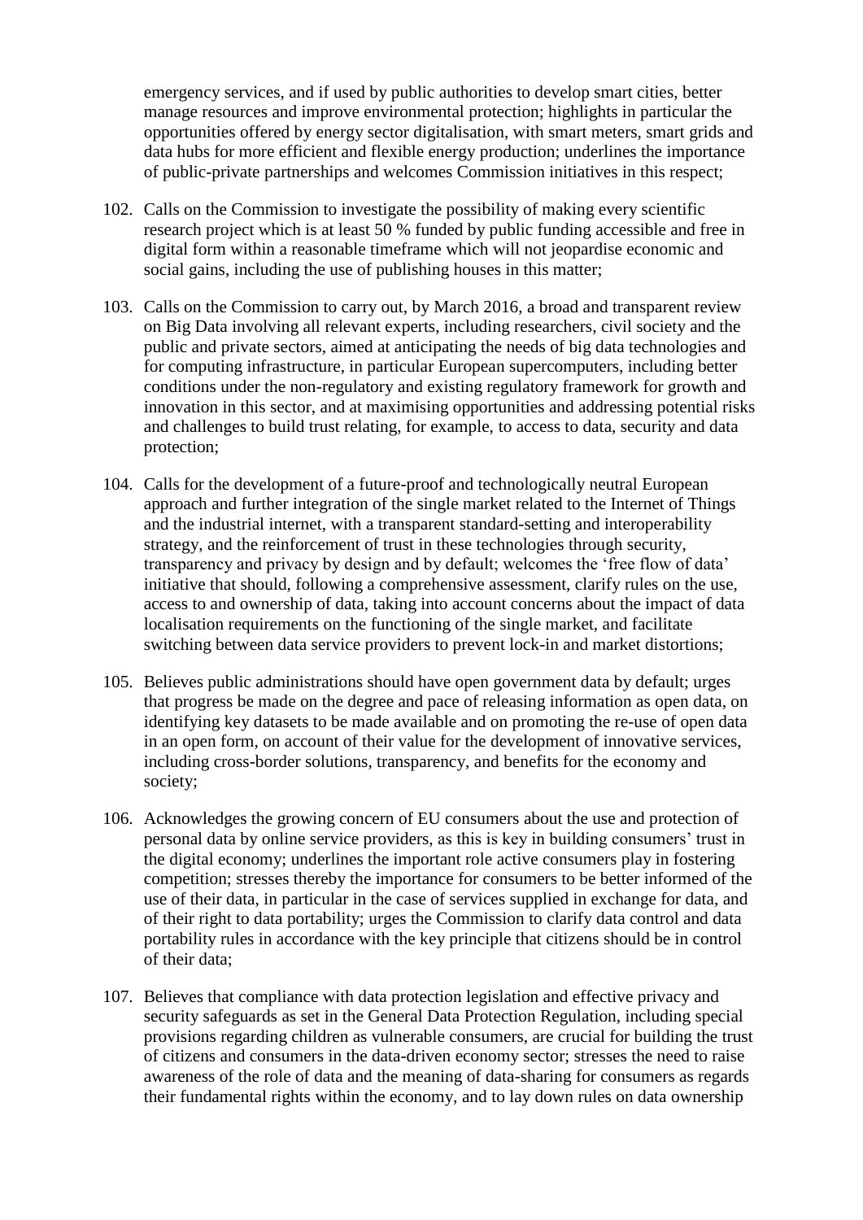emergency services, and if used by public authorities to develop smart cities, better manage resources and improve environmental protection; highlights in particular the opportunities offered by energy sector digitalisation, with smart meters, smart grids and data hubs for more efficient and flexible energy production; underlines the importance of public-private partnerships and welcomes Commission initiatives in this respect;

102. Calls on the Commission to investigate the possibility of making every scientific research project which is at least 50 % funded by public funding accessible and free in digital form within a reasonable timeframe which will not jeopardise economic and social gains, including the use of publishing houses in this matter;

103. Calls on the Commission to carry out, by March 2016, a broad and transparent review on Big Data involving all relevant experts, including researchers, civil society and the public and private sectors, aimed at anticipating the needs of big data technologies and for computing infrastructure, in particular European supercomputers, including better conditions under the non-regulatory and existing regulatory framework for growth and innovation in this sector, and at maximising opportunities and addressing potential risks and challenges to build trust relating, for example, to access to data, security and data protection;

104. Calls for the development of a future-proof and technologically neutral European approach and further integration of the single market related to the Internet of Things and the industrial internet, with a transparent standard-setting and interoperability strategy, and the reinforcement of trust in these technologies through security, transparency and privacy by design and by default; welcomes the 'free flow of data' initiative that should, following a comprehensive assessment, clarify rules on the use, access to and ownership of data, taking into account concerns about the impact of data localisation requirements on the functioning of the single market, and facilitate switching between data service providers to prevent lock-in and market distortions;

105. Believes public administrations should have open government data by default; urges that progress be made on the degree and pace of releasing information as open data, on identifying key datasets to be made available and on promoting the re-use of open data in an open form, on account of their value for the development of innovative services, including cross-border solutions, transparency, and benefits for the economy and society;

106. Acknowledges the growing concern of EU consumers about the use and protection of personal data by online service providers, as this is key in building consumers' trust in the digital economy; underlines the important role active consumers play in fostering competition; stresses thereby the importance for consumers to be better informed of the use of their data, in particular in the case of services supplied in exchange for data, and of their right to data portability; urges the Commission to clarify data control and data portability rules in accordance with the key principle that citizens should be in control of their data;

107. Believes that compliance with data protection legislation and effective privacy and security safeguards as set in the General Data Protection Regulation, including special provisions regarding children as vulnerable consumers, are crucial for building the trust of citizens and consumers in the data-driven economy sector; stresses the need to raise awareness of the role of data and the meaning of data-sharing for consumers as regards their fundamental rights within the economy, and to lay down rules on data ownership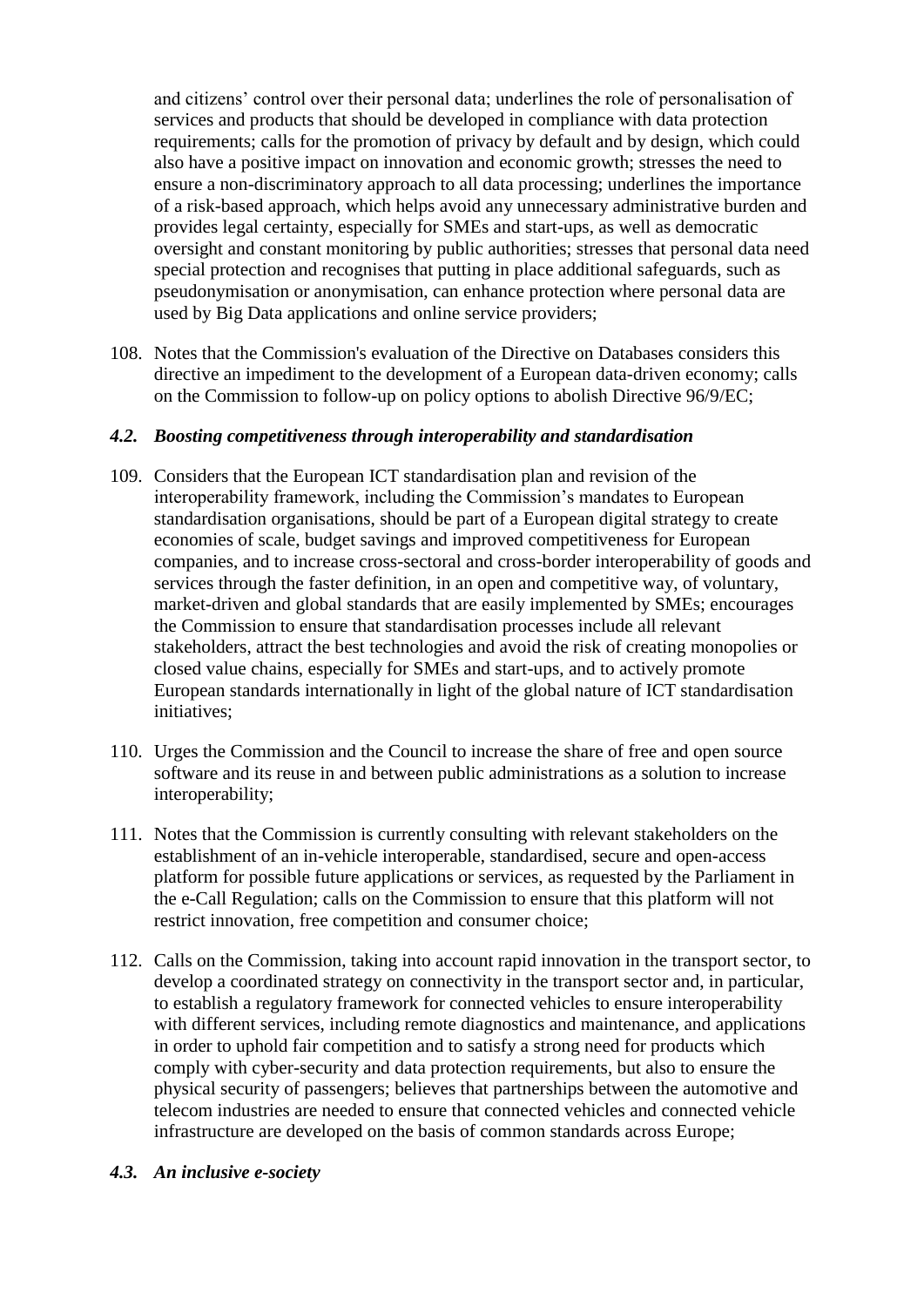and citizens' control over their personal data; underlines the role of personalisation of services and products that should be developed in compliance with data protection requirements; calls for the promotion of privacy by default and by design, which could also have a positive impact on innovation and economic growth; stresses the need to ensure a non-discriminatory approach to all data processing; underlines the importance of a risk-based approach, which helps avoid any unnecessary administrative burden and provides legal certainty, especially for SMEs and start-ups, as well as democratic oversight and constant monitoring by public authorities; stresses that personal data need special protection and recognises that putting in place additional safeguards, such as pseudonymisation or anonymisation, can enhance protection where personal data are used by Big Data applications and online service providers;

108. Notes that the Commission's evaluation of the Directive on Databases considers this directive an impediment to the development of a European data-driven economy; calls on the Commission to follow-up on policy options to abolish Directive 96/9/EC;

### *4.2. Boosting competitiveness through interoperability and standardisation*

109. Considers that the European ICT standardisation plan and revision of the interoperability framework, including the Commission's mandates to European standardisation organisations, should be part of a European digital strategy to create economies of scale, budget savings and improved competitiveness for European companies, and to increase cross-sectoral and cross-border interoperability of goods and services through the faster definition, in an open and competitive way, of voluntary, market-driven and global standards that are easily implemented by SMEs; encourages the Commission to ensure that standardisation processes include all relevant stakeholders, attract the best technologies and avoid the risk of creating monopolies or closed value chains, especially for SMEs and start-ups, and to actively promote European standards internationally in light of the global nature of ICT standardisation initiatives;

110. Urges the Commission and the Council to increase the share of free and open source software and its reuse in and between public administrations as a solution to increase interoperability;

111. Notes that the Commission is currently consulting with relevant stakeholders on the establishment of an in-vehicle interoperable, standardised, secure and open-access platform for possible future applications or services, as requested by the Parliament in the e-Call Regulation; calls on the Commission to ensure that this platform will not restrict innovation, free competition and consumer choice;

112. Calls on the Commission, taking into account rapid innovation in the transport sector, to develop a coordinated strategy on connectivity in the transport sector and, in particular, to establish a regulatory framework for connected vehicles to ensure interoperability with different services, including remote diagnostics and maintenance, and applications in order to uphold fair competition and to satisfy a strong need for products which comply with cyber-security and data protection requirements, but also to ensure the physical security of passengers; believes that partnerships between the automotive and telecom industries are needed to ensure that connected vehicles and connected vehicle infrastructure are developed on the basis of common standards across Europe;

### *4.3. An inclusive e-society*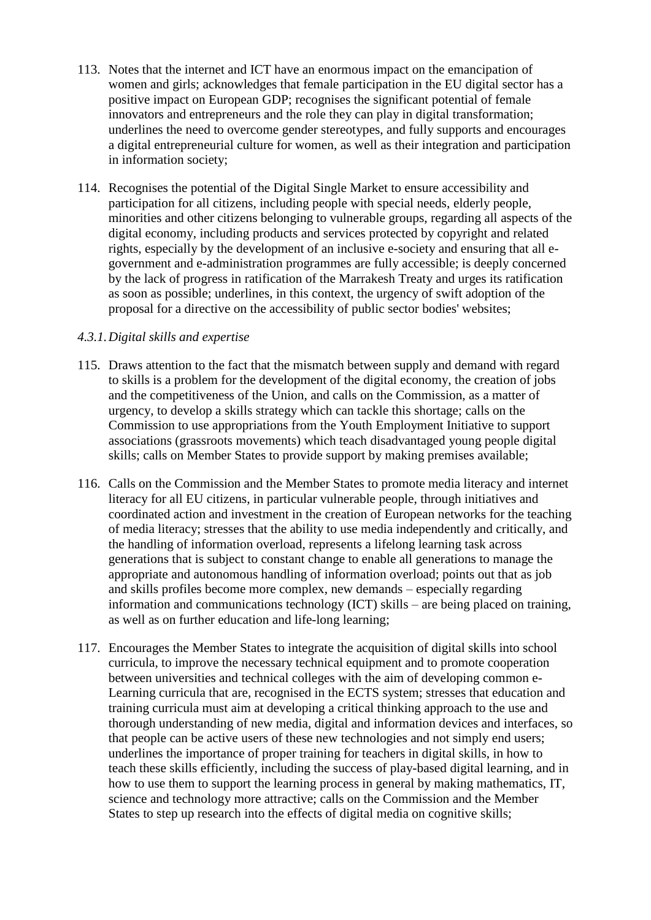113. Notes that the internet and ICT have an enormous impact on the emancipation of women and girls; acknowledges that female participation in the EU digital sector has a positive impact on European GDP; recognises the significant potential of female innovators and entrepreneurs and the role they can play in digital transformation; underlines the need to overcome gender stereotypes, and fully supports and encourages a digital entrepreneurial culture for women, as well as their integration and participation in information society;

114. Recognises the potential of the Digital Single Market to ensure accessibility and participation for all citizens, including people with special needs, elderly people, minorities and other citizens belonging to vulnerable groups, regarding all aspects of the digital economy, including products and services protected by copyright and related rights, especially by the development of an inclusive e-society and ensuring that all e-government and e-administration programmes are fully accessible; is deeply concerned by the lack of progress in ratification of the Marrakesh Treaty and urges its ratification as soon as possible; underlines, in this context, the urgency of swift adoption of the proposal for a directive on the accessibility of public sector bodies' websites;

*4.3.1. Digital skills and expertise*

115. Draws attention to the fact that the mismatch between supply and demand with regard to skills is a problem for the development of the digital economy, the creation of jobs and the competitiveness of the Union, and calls on the Commission, as a matter of urgency, to develop a skills strategy which can tackle this shortage; calls on the Commission to use appropriations from the Youth Employment Initiative to support associations (grassroots movements) which teach disadvantaged young people digital skills; calls on Member States to provide support by making premises available;

116. Calls on the Commission and the Member States to promote media literacy and internet literacy for all EU citizens, in particular vulnerable people, through initiatives and coordinated action and investment in the creation of European networks for the teaching of media literacy; stresses that the ability to use media independently and critically, and the handling of information overload, represents a lifelong learning task across generations that is subject to constant change to enable all generations to manage the appropriate and autonomous handling of information overload; points out that as job and skills profiles become more complex, new demands – especially regarding information and communications technology (ICT) skills – are being placed on training, as well as on further education and life-long learning;

117. Encourages the Member States to integrate the acquisition of digital skills into school curricula, to improve the necessary technical equipment and to promote cooperation between universities and technical colleges with the aim of developing common e-Learning curricula that are, recognised in the ECTS system; stresses that education and training curricula must aim at developing a critical thinking approach to the use and thorough understanding of new media, digital and information devices and interfaces, so that people can be active users of these new technologies and not simply end users; underlines the importance of proper training for teachers in digital skills, in how to teach these skills efficiently, including the success of play-based digital learning, and in how to use them to support the learning process in general by making mathematics, IT, science and technology more attractive; calls on the Commission and the Member States to step up research into the effects of digital media on cognitive skills;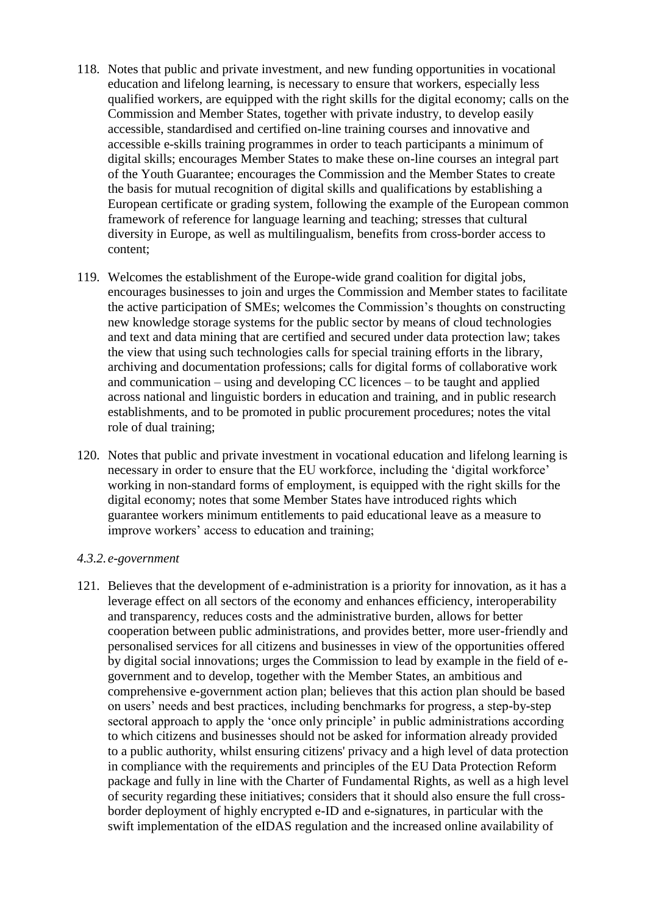118. Notes that public and private investment, and new funding opportunities in vocational education and lifelong learning, is necessary to ensure that workers, especially less qualified workers, are equipped with the right skills for the digital economy; calls on the Commission and Member States, together with private industry, to develop easily accessible, standardised and certified on-line training courses and innovative and accessible e-skills training programmes in order to teach participants a minimum of digital skills; encourages Member States to make these on-line courses an integral part of the Youth Guarantee; encourages the Commission and the Member States to create the basis for mutual recognition of digital skills and qualifications by establishing a European certificate or grading system, following the example of the European common framework of reference for language learning and teaching; stresses that cultural diversity in Europe, as well as multilingualism, benefits from cross-border access to content;

119. Welcomes the establishment of the Europe-wide grand coalition for digital jobs, encourages businesses to join and urges the Commission and Member states to facilitate the active participation of SMEs; welcomes the Commission's thoughts on constructing new knowledge storage systems for the public sector by means of cloud technologies and text and data mining that are certified and secured under data protection law; takes the view that using such technologies calls for special training efforts in the library, archiving and documentation professions; calls for digital forms of collaborative work and communication – using and developing CC licences – to be taught and applied across national and linguistic borders in education and training, and in public research establishments, and to be promoted in public procurement procedures; notes the vital role of dual training;

120. Notes that public and private investment in vocational education and lifelong learning is necessary in order to ensure that the EU workforce, including the 'digital workforce' working in non-standard forms of employment, is equipped with the right skills for the digital economy; notes that some Member States have introduced rights which guarantee workers minimum entitlements to paid educational leave as a measure to improve workers' access to education and training;

*4.3.2. e-government*

121. Believes that the development of e-administration is a priority for innovation, as it has a leverage effect on all sectors of the economy and enhances efficiency, interoperability and transparency, reduces costs and the administrative burden, allows for better cooperation between public administrations, and provides better, more user-friendly and personalised services for all citizens and businesses in view of the opportunities offered by digital social innovations; urges the Commission to lead by example in the field of e-government and to develop, together with the Member States, an ambitious and comprehensive e-government action plan; believes that this action plan should be based on users' needs and best practices, including benchmarks for progress, a step-by-step sectoral approach to apply the 'once only principle' in public administrations according to which citizens and businesses should not be asked for information already provided to a public authority, whilst ensuring citizens' privacy and a high level of data protection in compliance with the requirements and principles of the EU Data Protection Reform package and fully in line with the Charter of Fundamental Rights, as well as a high level of security regarding these initiatives; considers that it should also ensure the full cross-border deployment of highly encrypted e-ID and e-signatures, in particular with the swift implementation of the eIDAS regulation and the increased online availability of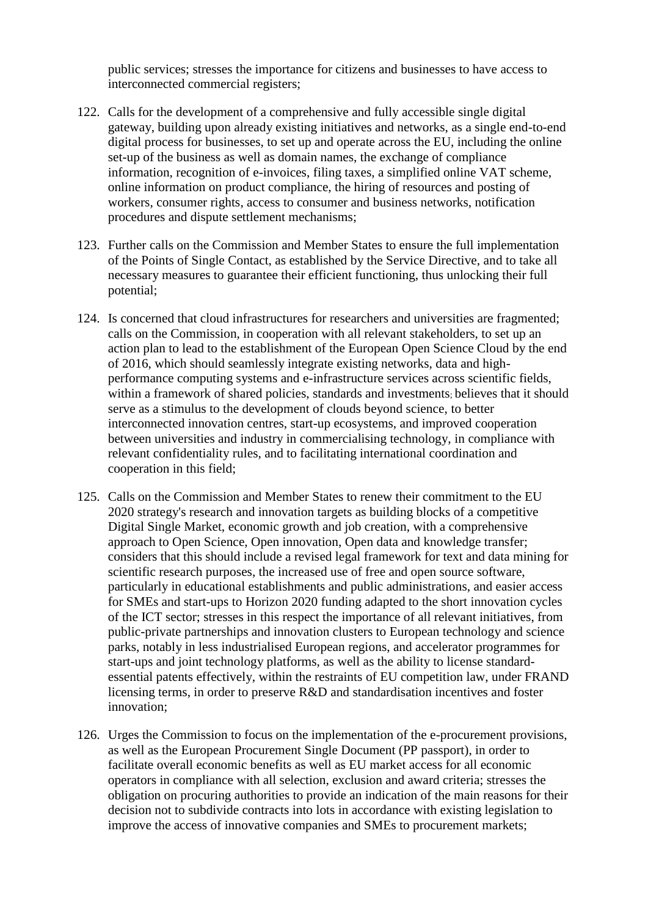public services; stresses the importance for citizens and businesses to have access to interconnected commercial registers;

122. Calls for the development of a comprehensive and fully accessible single digital gateway, building upon already existing initiatives and networks, as a single end-to-end digital process for businesses, to set up and operate across the EU, including the online set-up of the business as well as domain names, the exchange of compliance information, recognition of e-invoices, filing taxes, a simplified online VAT scheme, online information on product compliance, the hiring of resources and posting of workers, consumer rights, access to consumer and business networks, notification procedures and dispute settlement mechanisms;

123. Further calls on the Commission and Member States to ensure the full implementation of the Points of Single Contact, as established by the Service Directive, and to take all necessary measures to guarantee their efficient functioning, thus unlocking their full potential;

124. Is concerned that cloud infrastructures for researchers and universities are fragmented; calls on the Commission, in cooperation with all relevant stakeholders, to set up an action plan to lead to the establishment of the European Open Science Cloud by the end of 2016, which should seamlessly integrate existing networks, data and high-performance computing systems and e-infrastructure services across scientific fields, within a framework of shared policies, standards and investments; believes that it should serve as a stimulus to the development of clouds beyond science, to better interconnected innovation centres, start-up ecosystems, and improved cooperation between universities and industry in commercialising technology, in compliance with relevant confidentiality rules, and to facilitating international coordination and cooperation in this field;

125. Calls on the Commission and Member States to renew their commitment to the EU 2020 strategy's research and innovation targets as building blocks of a competitive Digital Single Market, economic growth and job creation, with a comprehensive approach to Open Science, Open innovation, Open data and knowledge transfer; considers that this should include a revised legal framework for text and data mining for scientific research purposes, the increased use of free and open source software, particularly in educational establishments and public administrations, and easier access for SMEs and start-ups to Horizon 2020 funding adapted to the short innovation cycles of the ICT sector; stresses in this respect the importance of all relevant initiatives, from public-private partnerships and innovation clusters to European technology and science parks, notably in less industrialised European regions, and accelerator programmes for start-ups and joint technology platforms, as well as the ability to license standard-essential patents effectively, within the restraints of EU competition law, under FRAND licensing terms, in order to preserve R&D and standardisation incentives and foster innovation;

126. Urges the Commission to focus on the implementation of the e-procurement provisions, as well as the European Procurement Single Document (PP passport), in order to facilitate overall economic benefits as well as EU market access for all economic operators in compliance with all selection, exclusion and award criteria; stresses the obligation on procuring authorities to provide an indication of the main reasons for their decision not to subdivide contracts into lots in accordance with existing legislation to improve the access of innovative companies and SMEs to procurement markets;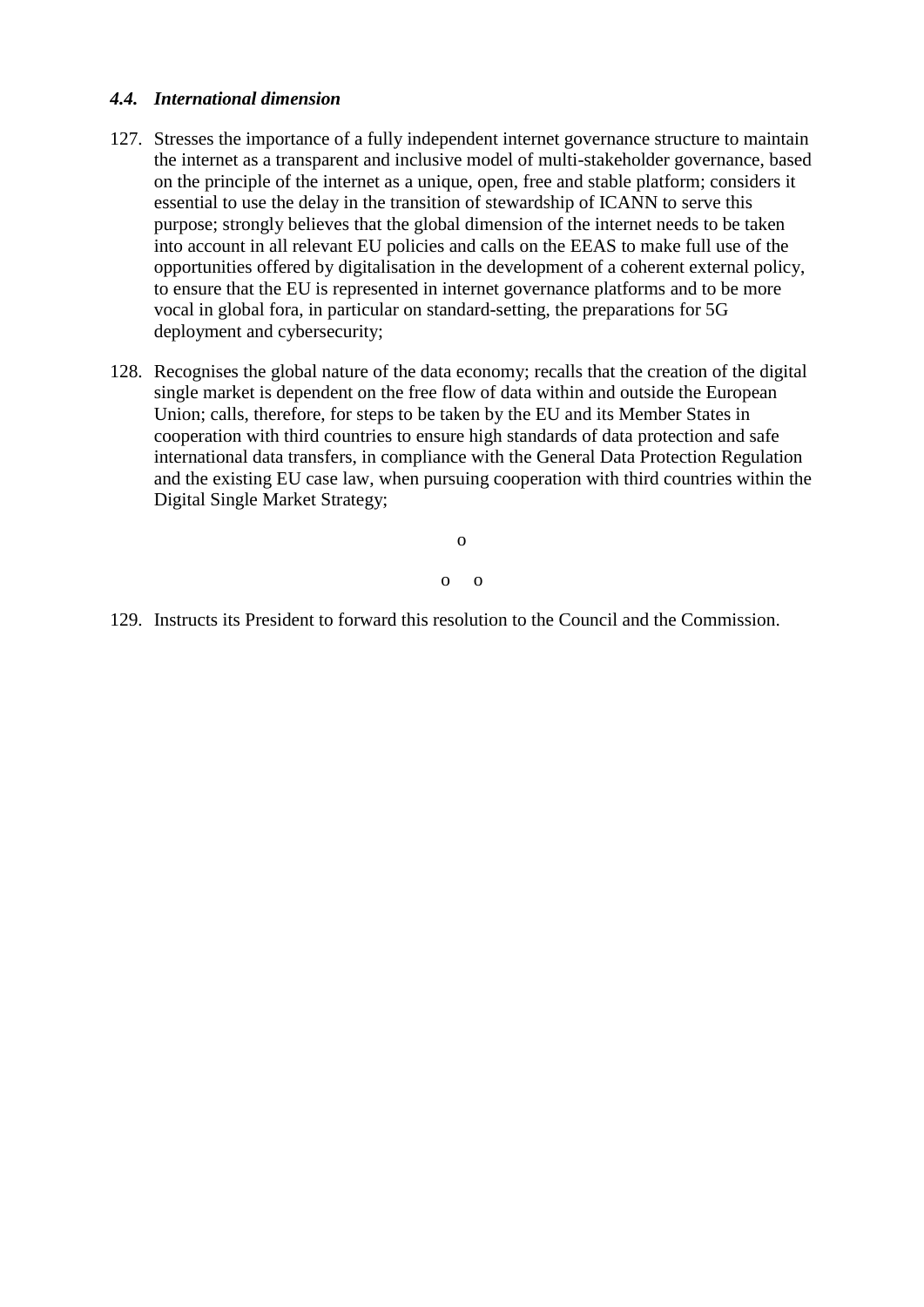### *4.4. International dimension*

127. Stresses the importance of a fully independent internet governance structure to maintain the internet as a transparent and inclusive model of multi-stakeholder governance, based on the principle of the internet as a unique, open, free and stable platform; considers it essential to use the delay in the transition of stewardship of ICANN to serve this purpose; strongly believes that the global dimension of the internet needs to be taken into account in all relevant EU policies and calls on the EEAS to make full use of the opportunities offered by digitalisation in the development of a coherent external policy, to ensure that the EU is represented in internet governance platforms and to be more vocal in global fora, in particular on standard-setting, the preparations for 5G deployment and cybersecurity;

128. Recognises the global nature of the data economy; recalls that the creation of the digital single market is dependent on the free flow of data within and outside the European Union; calls, therefore, for steps to be taken by the EU and its Member States in cooperation with third countries to ensure high standards of data protection and safe international data transfers, in compliance with the General Data Protection Regulation and the existing EU case law, when pursuing cooperation with third countries within the Digital Single Market Strategy;

o

o o

129. Instructs its President to forward this resolution to the Council and the Commission.